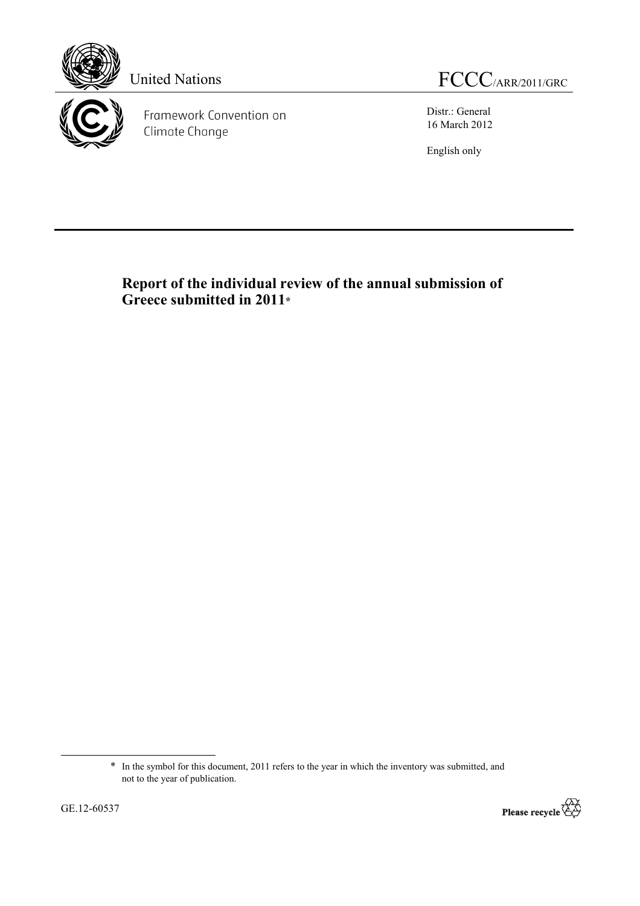United Nations

Framework Convention on Climate Change

FCCC/ARR/2011/GRC

Distr.: General
16 March 2012

English only

# Report of the individual review of the annual submission of Greece submitted in 2011*

---

* In the symbol for this document, 2011 refers to the year in which the inventory was submitted, and not to the year of publication.

GE.12-60537

Please recycle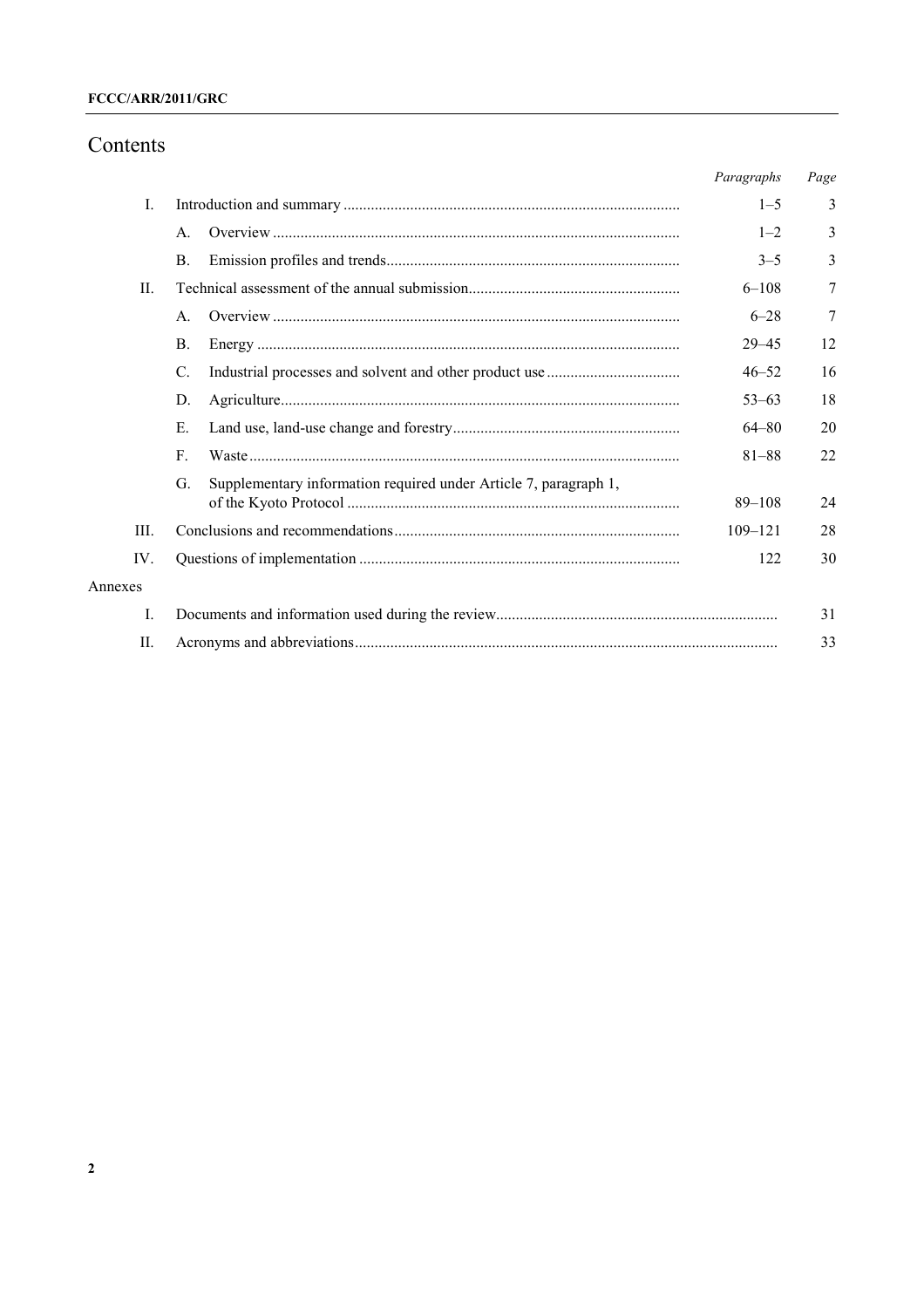# Contents

| | | | Paragraphs | Page |
|---|---|---|---|---|
| I. | | Introduction and summary | 1–5 | 3 |
| | A. | Overview | 1–2 | 3 |
| | B. | Emission profiles and trends | 3–5 | 3 |
| II. | | Technical assessment of the annual submission | 6–108 | 7 |
| | A. | Overview | 6–28 | 7 |
| | B. | Energy | 29–45 | 12 |
| | C. | Industrial processes and solvent and other product use | 46–52 | 16 |
| | D. | Agriculture | 53–63 | 18 |
| | E. | Land use, land-use change and forestry | 64–80 | 20 |
| | F. | Waste | 81–88 | 22 |
| | G. | Supplementary information required under Article 7, paragraph 1, of the Kyoto Protocol | 89–108 | 24 |
| III. | | Conclusions and recommendations | 109–121 | 28 |
| IV. | | Questions of implementation | 122 | 30 |
| Annexes | | | | |
| I. | | Documents and information used during the review | | 31 |
| II. | | Acronyms and abbreviations | | 33 |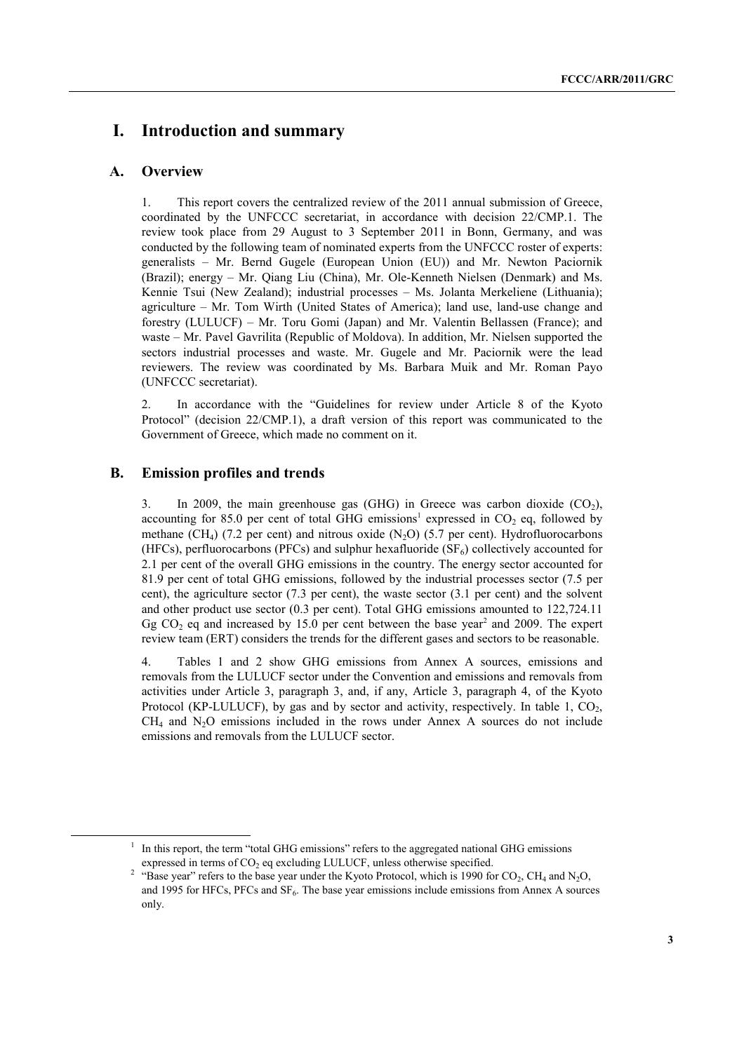# I. Introduction and summary

## A. Overview

1. This report covers the centralized review of the 2011 annual submission of Greece, coordinated by the UNFCCC secretariat, in accordance with decision 22/CMP.1. The review took place from 29 August to 3 September 2011 in Bonn, Germany, and was conducted by the following team of nominated experts from the UNFCCC roster of experts: generalists – Mr. Bernd Gugele (European Union (EU)) and Mr. Newton Paciornik (Brazil); energy – Mr. Qiang Liu (China), Mr. Ole-Kenneth Nielsen (Denmark) and Ms. Kennie Tsui (New Zealand); industrial processes – Ms. Jolanta Merkeliene (Lithuania); agriculture – Mr. Tom Wirth (United States of America); land use, land-use change and forestry (LULUCF) – Mr. Toru Gomi (Japan) and Mr. Valentin Bellassen (France); and waste – Mr. Pavel Gavrilita (Republic of Moldova). In addition, Mr. Nielsen supported the sectors industrial processes and waste. Mr. Gugele and Mr. Paciornik were the lead reviewers. The review was coordinated by Ms. Barbara Muik and Mr. Roman Payo (UNFCCC secretariat).

2. In accordance with the "Guidelines for review under Article 8 of the Kyoto Protocol" (decision 22/CMP.1), a draft version of this report was communicated to the Government of Greece, which made no comment on it.

## B. Emission profiles and trends

3. In 2009, the main greenhouse gas (GHG) in Greece was carbon dioxide ($CO_2$), accounting for 85.0 per cent of total GHG emissions[1] expressed in $CO_2$ eq, followed by methane ($CH_4$) (7.2 per cent) and nitrous oxide ($N_2O$) (5.7 per cent). Hydrofluorocarbons (HFCs), perfluorocarbons (PFCs) and sulphur hexafluoride ($SF_6$) collectively accounted for 2.1 per cent of the overall GHG emissions in the country. The energy sector accounted for 81.9 per cent of total GHG emissions, followed by the industrial processes sector (7.5 per cent), the agriculture sector (7.3 per cent), the waste sector (3.1 per cent) and the solvent and other product use sector (0.3 per cent). Total GHG emissions amounted to 122,724.11 Gg $CO_2$ eq and increased by 15.0 per cent between the base year[2] and 2009. The expert review team (ERT) considers the trends for the different gases and sectors to be reasonable.

4. Tables 1 and 2 show GHG emissions from Annex A sources, emissions and removals from the LULUCF sector under the Convention and emissions and removals from activities under Article 3, paragraph 3, and, if any, Article 3, paragraph 4, of the Kyoto Protocol (KP-LULUCF), by gas and by sector and activity, respectively. In table 1, $CO_2$, $CH_4$ and $N_2O$ emissions included in the rows under Annex A sources do not include emissions and removals from the LULUCF sector.

[1] In this report, the term "total GHG emissions" refers to the aggregated national GHG emissions expressed in terms of $CO_2$ eq excluding LULUCF, unless otherwise specified.

[2] "Base year" refers to the base year under the Kyoto Protocol, which is 1990 for $CO_2$, $CH_4$ and $N_2O$, and 1995 for HFCs, PFCs and $SF_6$. The base year emissions include emissions from Annex A sources only.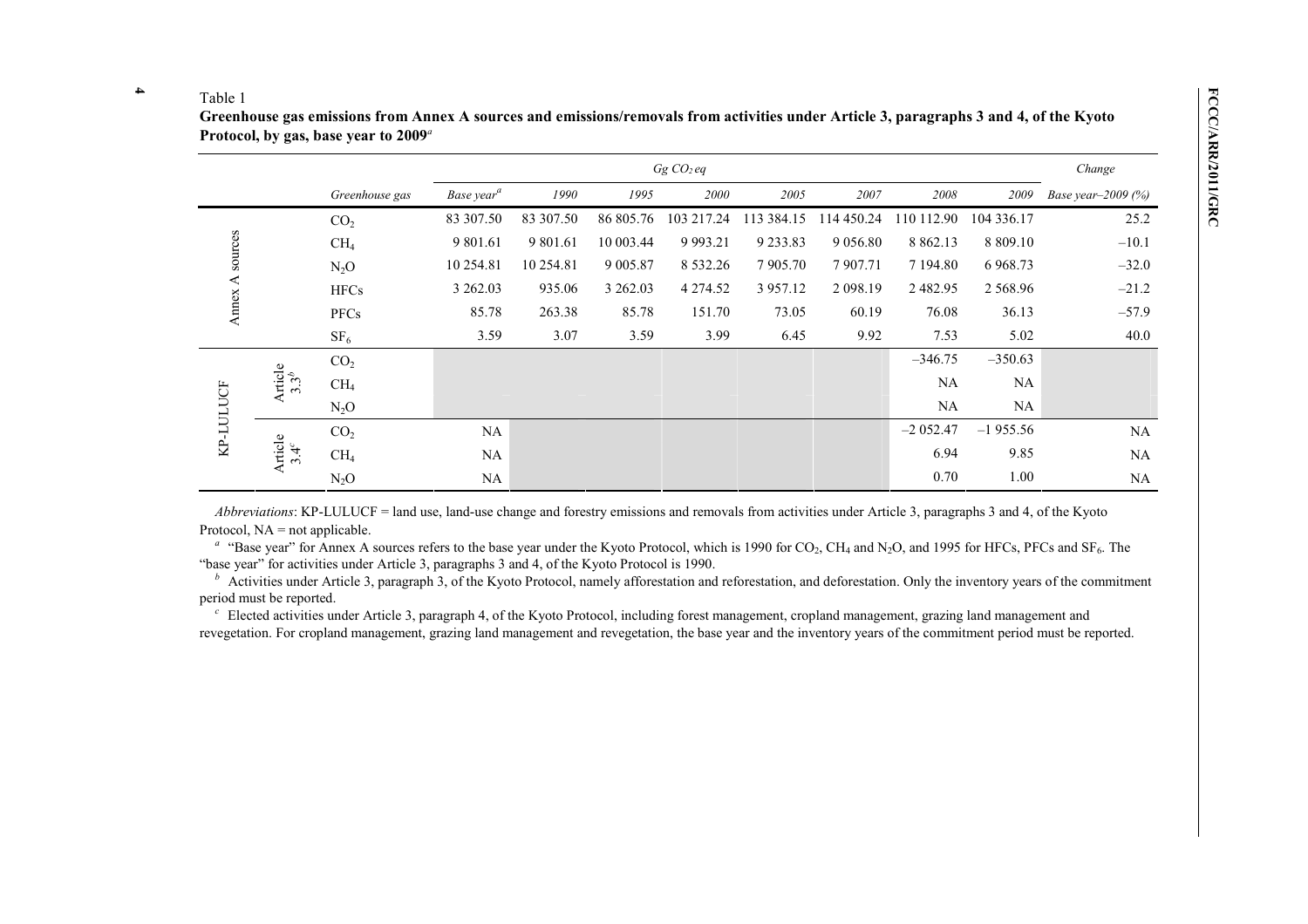Table 1

**Greenhouse gas emissions from Annex A sources and emissions/removals from activities under Article 3, paragraphs 3 and 4, of the Kyoto Protocol, by gas, base year to 2009**[a]

| | | Greenhouse gas | *Gg $CO_2$ eq* | | | | | | | | Change |
|---|---|---|---|---|---|---|---|---|---|---|---|
| | | | *Base year*[a] | *1990* | *1995* | *2000* | *2005* | *2007* | *2008* | *2009* | *Base year–2009 (%)* |
| Annex A sources | | $CO_2$ | 83 307.50 | 83 307.50 | 86 805.76 | 103 217.24 | 113 384.15 | 114 450.24 | 110 112.90 | 104 336.17 | 25.2 |
| | | $CH_4$ | 9 801.61 | 9 801.61 | 10 003.44 | 9 993.21 | 9 233.83 | 9 056.80 | 8 862.13 | 8 809.10 | –10.1 |
| | | $N_2O$ | 10 254.81 | 10 254.81 | 9 005.87 | 8 532.26 | 7 905.70 | 7 907.71 | 7 194.80 | 6 968.73 | –32.0 |
| | | HFCs | 3 262.03 | 935.06 | 3 262.03 | 4 274.52 | 3 957.12 | 2 098.19 | 2 482.95 | 2 568.96 | –21.2 |
| | | PFCs | 85.78 | 263.38 | 85.78 | 151.70 | 73.05 | 60.19 | 76.08 | 36.13 | –57.9 |
| | | $SF_6$ | 3.59 | 3.07 | 3.59 | 3.99 | 6.45 | 9.92 | 7.53 | 5.02 | 40.0 |
| KP-LULUCF | Article 3.3[b] | $CO_2$ | | | | | | | –346.75 | –350.63 | |
| | | $CH_4$ | | | | | | | NA | NA | |
| | | $N_2O$ | | | | | | | NA | NA | |
| | Article 3.4[c] | $CO_2$ | NA | | | | | | –2 052.47 | –1 955.56 | NA |
| | | $CH_4$ | NA | | | | | | 6.94 | 9.85 | NA |
| | | $N_2O$ | NA | | | | | | 0.70 | 1.00 | NA |

*Abbreviations*: KP-LULUCF = land use, land-use change and forestry emissions and removals from activities under Article 3, paragraphs 3 and 4, of the Kyoto Protocol, NA = not applicable.

[a] "Base year" for Annex A sources refers to the base year under the Kyoto Protocol, which is 1990 for $CO_2$, $CH_4$ and $N_2O$, and 1995 for HFCs, PFCs and $SF_6$. The "base year" for activities under Article 3, paragraphs 3 and 4, of the Kyoto Protocol is 1990.

[b] Activities under Article 3, paragraph 3, of the Kyoto Protocol, namely afforestation and reforestation, and deforestation. Only the inventory years of the commitment period must be reported.

[c] Elected activities under Article 3, paragraph 4, of the Kyoto Protocol, including forest management, cropland management, grazing land management and revegetation. For cropland management, grazing land management and revegetation, the base year and the inventory years of the commitment period must be reported.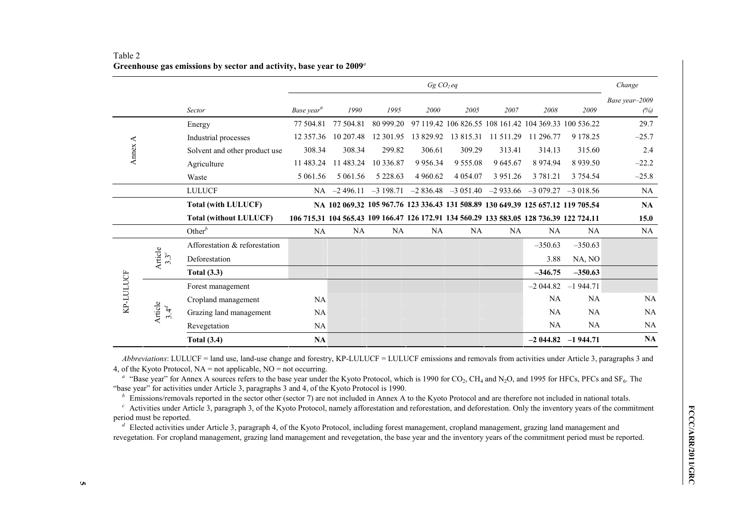Table 2
**Greenhouse gas emissions by sector and activity, base year to 2009**[a]

| | | Sector | Gg $CO_2$ eq | | | | | | | | Change |
|---|---|---|---|---|---|---|---|---|---|---|---|
| | | | Base year[a] | 1990 | 1995 | 2000 | 2005 | 2007 | 2008 | 2009 | Base year–2009 (%) |
| Annex A | | Energy | 77 504.81 | 77 504.81 | 80 999.20 | 97 119.42 | 106 826.55 | 108 161.42 | 104 369.33 | 100 536.22 | 29.7 |
| | | Industrial processes | 12 357.36 | 10 207.48 | 12 301.95 | 13 829.92 | 13 815.31 | 11 511.29 | 11 296.77 | 9 178.25 | –25.7 |
| | | Solvent and other product use | 308.34 | 308.34 | 299.82 | 306.61 | 309.29 | 313.41 | 314.13 | 315.60 | 2.4 |
| | | Agriculture | 11 483.24 | 11 483.24 | 10 336.87 | 9 956.34 | 9 555.08 | 9 645.67 | 8 974.94 | 8 939.50 | –22.2 |
| | | Waste | 5 061.56 | 5 061.56 | 5 228.63 | 4 960.62 | 4 054.07 | 3 951.26 | 3 781.21 | 3 754.54 | –25.8 |
| | | LULUCF | NA | –2 496.11 | –3 198.71 | –2 836.48 | –3 051.40 | –2 933.66 | –3 079.27 | –3 018.56 | NA |
| | | **Total (with LULUCF)** | **NA** | **102 069.32** | **105 967.76** | **123 336.43** | **131 508.89** | **130 649.39** | **125 657.12** | **119 705.54** | **NA** |
| | | **Total (without LULUCF)** | **106 715.31** | **104 565.43** | **109 166.47** | **126 172.91** | **134 560.29** | **133 583.05** | **128 736.39** | **122 724.11** | **15.0** |
| | | Other[b] | NA | NA | NA | NA | NA | NA | NA | NA | NA |
| KP-LULUCF | Article 3.3[c] | Afforestation & reforestation | | | | | | | –350.63 | –350.63 | |
| | | Deforestation | | | | | | | 3.88 | NA, NO | |
| | | **Total (3.3)** | | | | | | | **–346.75** | **–350.63** | |
| | Article 3.4[d] | Forest management | | | | | | | –2 044.82 | –1 944.71 | |
| | | Cropland management | NA | | | | | | NA | NA | NA |
| | | Grazing land management | NA | | | | | | NA | NA | NA |
| | | Revegetation | NA | | | | | | NA | NA | NA |
| | | **Total (3.4)** | **NA** | | | | | | **–2 044.82** | **–1 944.71** | **NA** |

*Abbreviations*: LULUCF = land use, land-use change and forestry, KP-LULUCF = LULUCF emissions and removals from activities under Article 3, paragraphs 3 and 4, of the Kyoto Protocol, NA = not applicable, NO = not occurring.

[a] "Base year" for Annex A sources refers to the base year under the Kyoto Protocol, which is 1990 for $CO_2$, $CH_4$ and $N_2O$, and 1995 for HFCs, PFCs and $SF_6$. The "base year" for activities under Article 3, paragraphs 3 and 4, of the Kyoto Protocol is 1990.

[b] Emissions/removals reported in the sector other (sector 7) are not included in Annex A to the Kyoto Protocol and are therefore not included in national totals.

[c] Activities under Article 3, paragraph 3, of the Kyoto Protocol, namely afforestation and reforestation, and deforestation. Only the inventory years of the commitment period must be reported.

[d] Elected activities under Article 3, paragraph 4, of the Kyoto Protocol, including forest management, cropland management, grazing land management and revegetation. For cropland management, grazing land management and revegetation, the base year and the inventory years of the commitment period must be reported.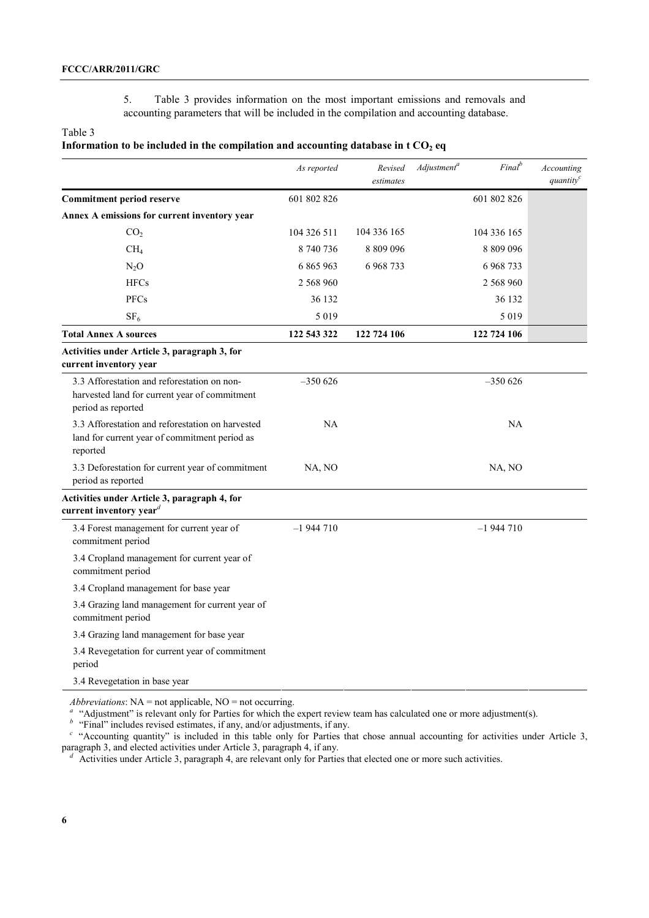5. Table 3 provides information on the most important emissions and removals and accounting parameters that will be included in the compilation and accounting database.

Table 3
**Information to be included in the compilation and accounting database in t $CO_2$ eq**

| | *As reported* | *Revised estimates* | *Adjustment*[a] | *Final*[b] | *Accounting quantity*[c] |
|---|---|---|---|---|---|
| **Commitment period reserve** | 601 802 826 | | | 601 802 826 | |
| **Annex A emissions for current inventory year** | | | | | |
| $CO_2$ | 104 326 511 | 104 336 165 | | 104 336 165 | |
| $CH_4$ | 8 740 736 | 8 809 096 | | 8 809 096 | |
| $N_2O$ | 6 865 963 | 6 968 733 | | 6 968 733 | |
| HFCs | 2 568 960 | | | 2 568 960 | |
| PFCs | 36 132 | | | 36 132 | |
| $SF_6$ | 5 019 | | | 5 019 | |
| **Total Annex A sources** | **122 543 322** | **122 724 106** | | **122 724 106** | |
| **Activities under Article 3, paragraph 3, for current inventory year** | | | | | |
| 3.3 Afforestation and reforestation on non-harvested land for current year of commitment period as reported | –350 626 | | | –350 626 | |
| 3.3 Afforestation and reforestation on harvested land for current year of commitment period as reported | NA | | | NA | |
| 3.3 Deforestation for current year of commitment period as reported | NA, NO | | | NA, NO | |
| **Activities under Article 3, paragraph 4, for current inventory year**[d] | | | | | |
| 3.4 Forest management for current year of commitment period | –1 944 710 | | | –1 944 710 | |
| 3.4 Cropland management for current year of commitment period | | | | | |
| 3.4 Cropland management for base year | | | | | |
| 3.4 Grazing land management for current year of commitment period | | | | | |
| 3.4 Grazing land management for base year | | | | | |
| 3.4 Revegetation for current year of commitment period | | | | | |
| 3.4 Revegetation in base year | | | | | |

*Abbreviations*: NA = not applicable, NO = not occurring.

[a] "Adjustment" is relevant only for Parties for which the expert review team has calculated one or more adjustment(s).

[b] "Final" includes revised estimates, if any, and/or adjustments, if any.

[c] "Accounting quantity" is included in this table only for Parties that chose annual accounting for activities under Article 3, paragraph 3, and elected activities under Article 3, paragraph 4, if any.

[d] Activities under Article 3, paragraph 4, are relevant only for Parties that elected one or more such activities.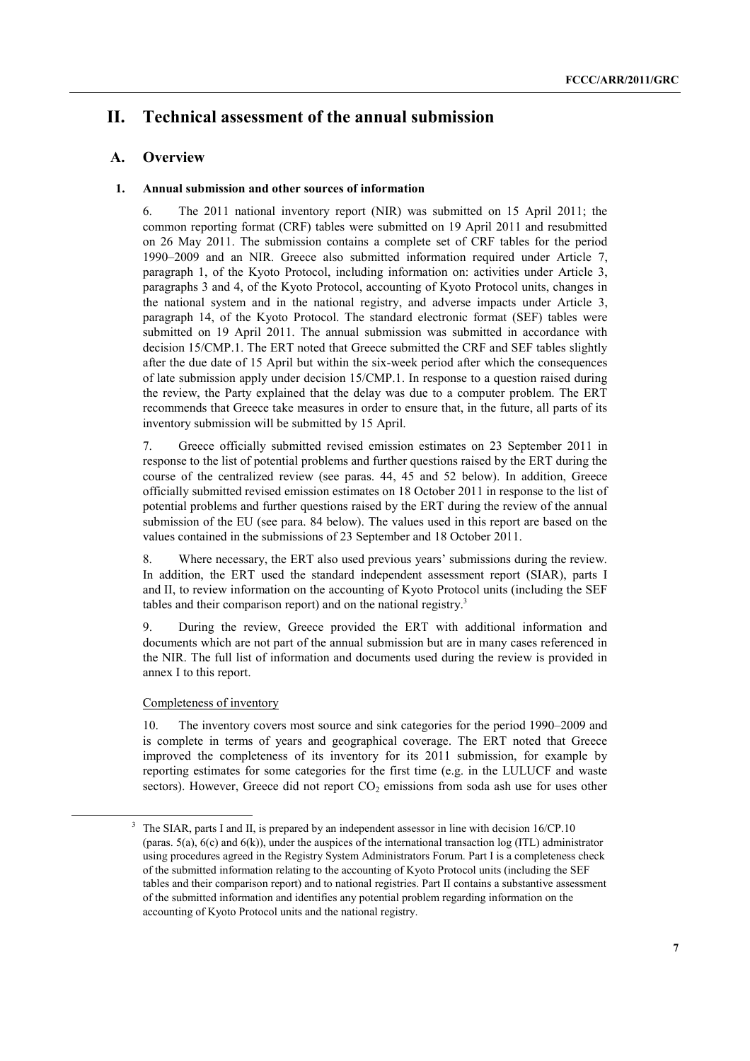# II. Technical assessment of the annual submission

## A. Overview

### 1. Annual submission and other sources of information

6. The 2011 national inventory report (NIR) was submitted on 15 April 2011; the common reporting format (CRF) tables were submitted on 19 April 2011 and resubmitted on 26 May 2011. The submission contains a complete set of CRF tables for the period 1990–2009 and an NIR. Greece also submitted information required under Article 7, paragraph 1, of the Kyoto Protocol, including information on: activities under Article 3, paragraphs 3 and 4, of the Kyoto Protocol, accounting of Kyoto Protocol units, changes in the national system and in the national registry, and adverse impacts under Article 3, paragraph 14, of the Kyoto Protocol. The standard electronic format (SEF) tables were submitted on 19 April 2011. The annual submission was submitted in accordance with decision 15/CMP.1. The ERT noted that Greece submitted the CRF and SEF tables slightly after the due date of 15 April but within the six-week period after which the consequences of late submission apply under decision 15/CMP.1. In response to a question raised during the review, the Party explained that the delay was due to a computer problem. The ERT recommends that Greece take measures in order to ensure that, in the future, all parts of its inventory submission will be submitted by 15 April.

7. Greece officially submitted revised emission estimates on 23 September 2011 in response to the list of potential problems and further questions raised by the ERT during the course of the centralized review (see paras. 44, 45 and 52 below). In addition, Greece officially submitted revised emission estimates on 18 October 2011 in response to the list of potential problems and further questions raised by the ERT during the review of the annual submission of the EU (see para. 84 below). The values used in this report are based on the values contained in the submissions of 23 September and 18 October 2011.

8. Where necessary, the ERT also used previous years' submissions during the review. In addition, the ERT used the standard independent assessment report (SIAR), parts I and II, to review information on the accounting of Kyoto Protocol units (including the SEF tables and their comparison report) and on the national registry.[3]

9. During the review, Greece provided the ERT with additional information and documents which are not part of the annual submission but are in many cases referenced in the NIR. The full list of information and documents used during the review is provided in annex I to this report.

Completeness of inventory

10. The inventory covers most source and sink categories for the period 1990–2009 and is complete in terms of years and geographical coverage. The ERT noted that Greece improved the completeness of its inventory for its 2011 submission, for example by reporting estimates for some categories for the first time (e.g. in the LULUCF and waste sectors). However, Greece did not report $CO_2$ emissions from soda ash use for uses other

[3] The SIAR, parts I and II, is prepared by an independent assessor in line with decision 16/CP.10 (paras. 5(a), 6(c) and 6(k)), under the auspices of the international transaction log (ITL) administrator using procedures agreed in the Registry System Administrators Forum. Part I is a completeness check of the submitted information relating to the accounting of Kyoto Protocol units (including the SEF tables and their comparison report) and to national registries. Part II contains a substantive assessment of the submitted information and identifies any potential problem regarding information on the accounting of Kyoto Protocol units and the national registry.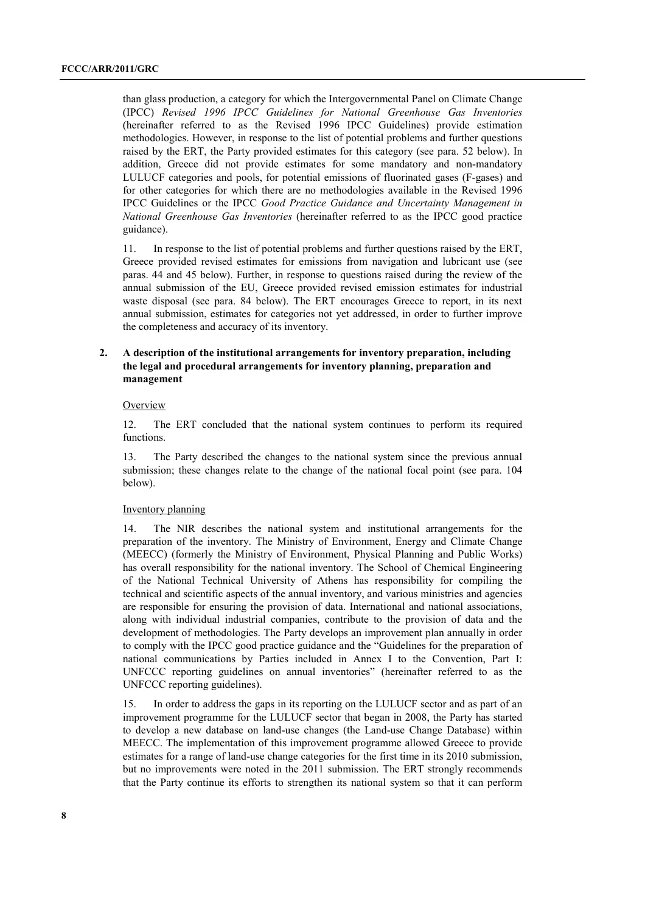than glass production, a category for which the Intergovernmental Panel on Climate Change (IPCC) *Revised 1996 IPCC Guidelines for National Greenhouse Gas Inventories* (hereinafter referred to as the Revised 1996 IPCC Guidelines) provide estimation methodologies. However, in response to the list of potential problems and further questions raised by the ERT, the Party provided estimates for this category (see para. 52 below). In addition, Greece did not provide estimates for some mandatory and non-mandatory LULUCF categories and pools, for potential emissions of fluorinated gases (F-gases) and for other categories for which there are no methodologies available in the Revised 1996 IPCC Guidelines or the IPCC *Good Practice Guidance and Uncertainty Management in National Greenhouse Gas Inventories* (hereinafter referred to as the IPCC good practice guidance).

11. In response to the list of potential problems and further questions raised by the ERT, Greece provided revised estimates for emissions from navigation and lubricant use (see paras. 44 and 45 below). Further, in response to questions raised during the review of the annual submission of the EU, Greece provided revised emission estimates for industrial waste disposal (see para. 84 below). The ERT encourages Greece to report, in its next annual submission, estimates for categories not yet addressed, in order to further improve the completeness and accuracy of its inventory.

### 2. A description of the institutional arrangements for inventory preparation, including the legal and procedural arrangements for inventory planning, preparation and management

Overview

12. The ERT concluded that the national system continues to perform its required functions.

13. The Party described the changes to the national system since the previous annual submission; these changes relate to the change of the national focal point (see para. 104 below).

Inventory planning

14. The NIR describes the national system and institutional arrangements for the preparation of the inventory. The Ministry of Environment, Energy and Climate Change (MEECC) (formerly the Ministry of Environment, Physical Planning and Public Works) has overall responsibility for the national inventory. The School of Chemical Engineering of the National Technical University of Athens has responsibility for compiling the technical and scientific aspects of the annual inventory, and various ministries and agencies are responsible for ensuring the provision of data. International and national associations, along with individual industrial companies, contribute to the provision of data and the development of methodologies. The Party develops an improvement plan annually in order to comply with the IPCC good practice guidance and the "Guidelines for the preparation of national communications by Parties included in Annex I to the Convention, Part I: UNFCCC reporting guidelines on annual inventories" (hereinafter referred to as the UNFCCC reporting guidelines).

15. In order to address the gaps in its reporting on the LULUCF sector and as part of an improvement programme for the LULUCF sector that began in 2008, the Party has started to develop a new database on land-use changes (the Land-use Change Database) within MEECC. The implementation of this improvement programme allowed Greece to provide estimates for a range of land-use change categories for the first time in its 2010 submission, but no improvements were noted in the 2011 submission. The ERT strongly recommends that the Party continue its efforts to strengthen its national system so that it can perform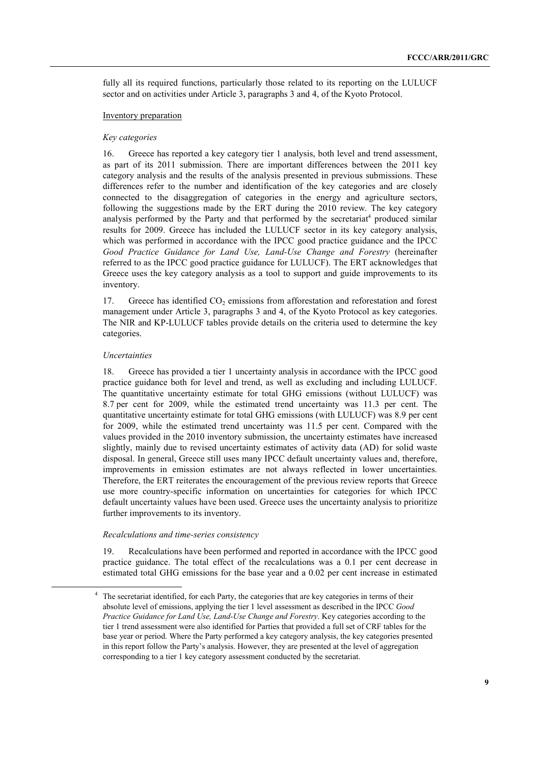fully all its required functions, particularly those related to its reporting on the LULUCF sector and on activities under Article 3, paragraphs 3 and 4, of the Kyoto Protocol.

Inventory preparation

*Key categories*

16. Greece has reported a key category tier 1 analysis, both level and trend assessment, as part of its 2011 submission. There are important differences between the 2011 key category analysis and the results of the analysis presented in previous submissions. These differences refer to the number and identification of the key categories and are closely connected to the disaggregation of categories in the energy and agriculture sectors, following the suggestions made by the ERT during the 2010 review. The key category analysis performed by the Party and that performed by the secretariat[4] produced similar results for 2009. Greece has included the LULUCF sector in its key category analysis, which was performed in accordance with the IPCC good practice guidance and the IPCC *Good Practice Guidance for Land Use, Land-Use Change and Forestry* (hereinafter referred to as the IPCC good practice guidance for LULUCF). The ERT acknowledges that Greece uses the key category analysis as a tool to support and guide improvements to its inventory.

17. Greece has identified $CO_2$ emissions from afforestation and reforestation and forest management under Article 3, paragraphs 3 and 4, of the Kyoto Protocol as key categories. The NIR and KP-LULUCF tables provide details on the criteria used to determine the key categories.

*Uncertainties*

18. Greece has provided a tier 1 uncertainty analysis in accordance with the IPCC good practice guidance both for level and trend, as well as excluding and including LULUCF. The quantitative uncertainty estimate for total GHG emissions (without LULUCF) was 8.7 per cent for 2009, while the estimated trend uncertainty was 11.3 per cent. The quantitative uncertainty estimate for total GHG emissions (with LULUCF) was 8.9 per cent for 2009, while the estimated trend uncertainty was 11.5 per cent. Compared with the values provided in the 2010 inventory submission, the uncertainty estimates have increased slightly, mainly due to revised uncertainty estimates of activity data (AD) for solid waste disposal. In general, Greece still uses many IPCC default uncertainty values and, therefore, improvements in emission estimates are not always reflected in lower uncertainties. Therefore, the ERT reiterates the encouragement of the previous review reports that Greece use more country-specific information on uncertainties for categories for which IPCC default uncertainty values have been used. Greece uses the uncertainty analysis to prioritize further improvements to its inventory.

*Recalculations and time-series consistency*

19. Recalculations have been performed and reported in accordance with the IPCC good practice guidance. The total effect of the recalculations was a 0.1 per cent decrease in estimated total GHG emissions for the base year and a 0.02 per cent increase in estimated

[4] The secretariat identified, for each Party, the categories that are key categories in terms of their absolute level of emissions, applying the tier 1 level assessment as described in the IPCC *Good Practice Guidance for Land Use, Land-Use Change and Forestry*. Key categories according to the tier 1 trend assessment were also identified for Parties that provided a full set of CRF tables for the base year or period. Where the Party performed a key category analysis, the key categories presented in this report follow the Party's analysis. However, they are presented at the level of aggregation corresponding to a tier 1 key category assessment conducted by the secretariat.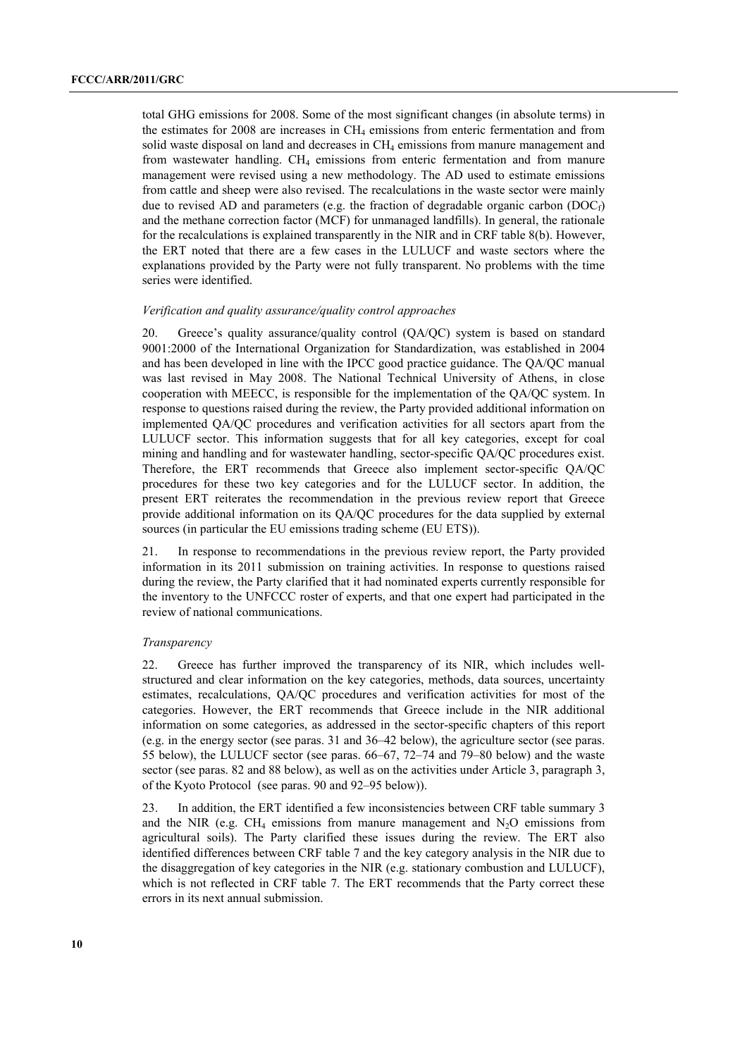total GHG emissions for 2008. Some of the most significant changes (in absolute terms) in the estimates for 2008 are increases in $CH_4$ emissions from enteric fermentation and from solid waste disposal on land and decreases in $CH_4$ emissions from manure management and from wastewater handling. $CH_4$ emissions from enteric fermentation and from manure management were revised using a new methodology. The AD used to estimate emissions from cattle and sheep were also revised. The recalculations in the waste sector were mainly due to revised AD and parameters (e.g. the fraction of degradable organic carbon ($DOC_f$) and the methane correction factor (MCF) for unmanaged landfills). In general, the rationale for the recalculations is explained transparently in the NIR and in CRF table 8(b). However, the ERT noted that there are a few cases in the LULUCF and waste sectors where the explanations provided by the Party were not fully transparent. No problems with the time series were identified.

*Verification and quality assurance/quality control approaches*

20. Greece's quality assurance/quality control (QA/QC) system is based on standard 9001:2000 of the International Organization for Standardization, was established in 2004 and has been developed in line with the IPCC good practice guidance. The QA/QC manual was last revised in May 2008. The National Technical University of Athens, in close cooperation with MEECC, is responsible for the implementation of the QA/QC system. In response to questions raised during the review, the Party provided additional information on implemented QA/QC procedures and verification activities for all sectors apart from the LULUCF sector. This information suggests that for all key categories, except for coal mining and handling and for wastewater handling, sector-specific QA/QC procedures exist. Therefore, the ERT recommends that Greece also implement sector-specific QA/QC procedures for these two key categories and for the LULUCF sector. In addition, the present ERT reiterates the recommendation in the previous review report that Greece provide additional information on its QA/QC procedures for the data supplied by external sources (in particular the EU emissions trading scheme (EU ETS)).

21. In response to recommendations in the previous review report, the Party provided information in its 2011 submission on training activities. In response to questions raised during the review, the Party clarified that it had nominated experts currently responsible for the inventory to the UNFCCC roster of experts, and that one expert had participated in the review of national communications.

*Transparency*

22. Greece has further improved the transparency of its NIR, which includes well-structured and clear information on the key categories, methods, data sources, uncertainty estimates, recalculations, QA/QC procedures and verification activities for most of the categories. However, the ERT recommends that Greece include in the NIR additional information on some categories, as addressed in the sector-specific chapters of this report (e.g. in the energy sector (see paras. 31 and 36–42 below), the agriculture sector (see paras. 55 below), the LULUCF sector (see paras. 66–67, 72–74 and 79–80 below) and the waste sector (see paras. 82 and 88 below), as well as on the activities under Article 3, paragraph 3, of the Kyoto Protocol (see paras. 90 and 92–95 below)).

23. In addition, the ERT identified a few inconsistencies between CRF table summary 3 and the NIR (e.g. $CH_4$ emissions from manure management and $N_2O$ emissions from agricultural soils). The Party clarified these issues during the review. The ERT also identified differences between CRF table 7 and the key category analysis in the NIR due to the disaggregation of key categories in the NIR (e.g. stationary combustion and LULUCF), which is not reflected in CRF table 7. The ERT recommends that the Party correct these errors in its next annual submission.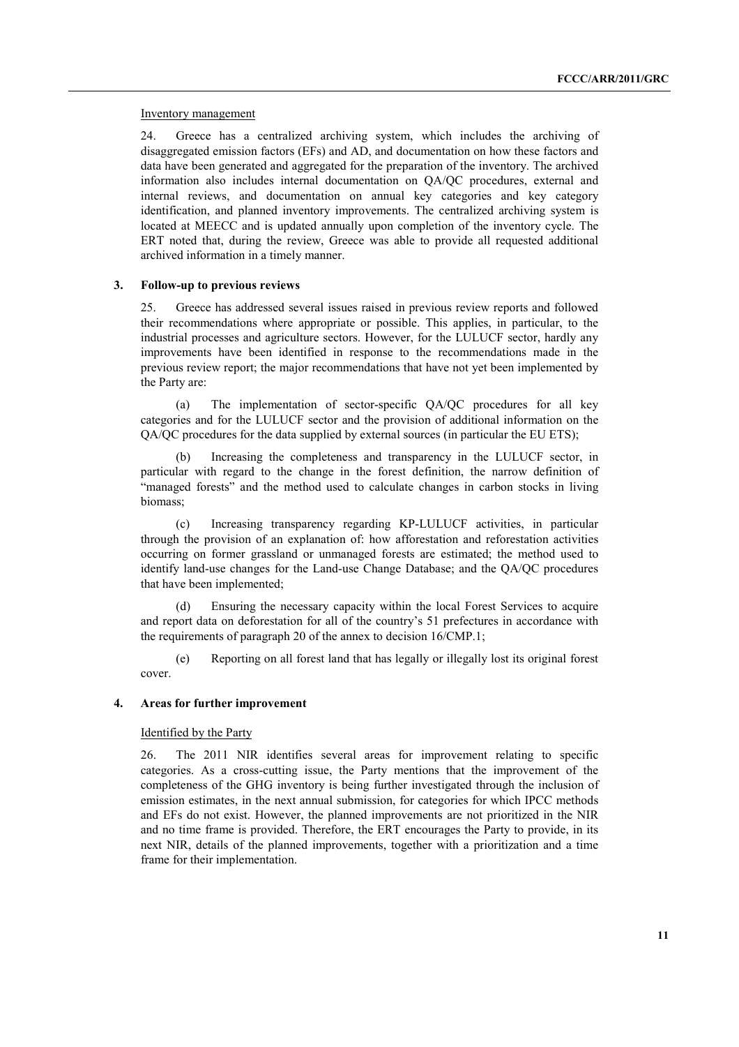Inventory management

24. Greece has a centralized archiving system, which includes the archiving of disaggregated emission factors (EFs) and AD, and documentation on how these factors and data have been generated and aggregated for the preparation of the inventory. The archived information also includes internal documentation on QA/QC procedures, external and internal reviews, and documentation on annual key categories and key category identification, and planned inventory improvements. The centralized archiving system is located at MEECC and is updated annually upon completion of the inventory cycle. The ERT noted that, during the review, Greece was able to provide all requested additional archived information in a timely manner.

### 3. Follow-up to previous reviews

25. Greece has addressed several issues raised in previous review reports and followed their recommendations where appropriate or possible. This applies, in particular, to the industrial processes and agriculture sectors. However, for the LULUCF sector, hardly any improvements have been identified in response to the recommendations made in the previous review report; the major recommendations that have not yet been implemented by the Party are:

(a) The implementation of sector-specific QA/QC procedures for all key categories and for the LULUCF sector and the provision of additional information on the QA/QC procedures for the data supplied by external sources (in particular the EU ETS);

(b) Increasing the completeness and transparency in the LULUCF sector, in particular with regard to the change in the forest definition, the narrow definition of "managed forests" and the method used to calculate changes in carbon stocks in living biomass;

(c) Increasing transparency regarding KP-LULUCF activities, in particular through the provision of an explanation of: how afforestation and reforestation activities occurring on former grassland or unmanaged forests are estimated; the method used to identify land-use changes for the Land-use Change Database; and the QA/QC procedures that have been implemented;

(d) Ensuring the necessary capacity within the local Forest Services to acquire and report data on deforestation for all of the country's 51 prefectures in accordance with the requirements of paragraph 20 of the annex to decision 16/CMP.1;

(e) Reporting on all forest land that has legally or illegally lost its original forest cover.

### 4. Areas for further improvement

Identified by the Party

26. The 2011 NIR identifies several areas for improvement relating to specific categories. As a cross-cutting issue, the Party mentions that the improvement of the completeness of the GHG inventory is being further investigated through the inclusion of emission estimates, in the next annual submission, for categories for which IPCC methods and EFs do not exist. However, the planned improvements are not prioritized in the NIR and no time frame is provided. Therefore, the ERT encourages the Party to provide, in its next NIR, details of the planned improvements, together with a prioritization and a time frame for their implementation.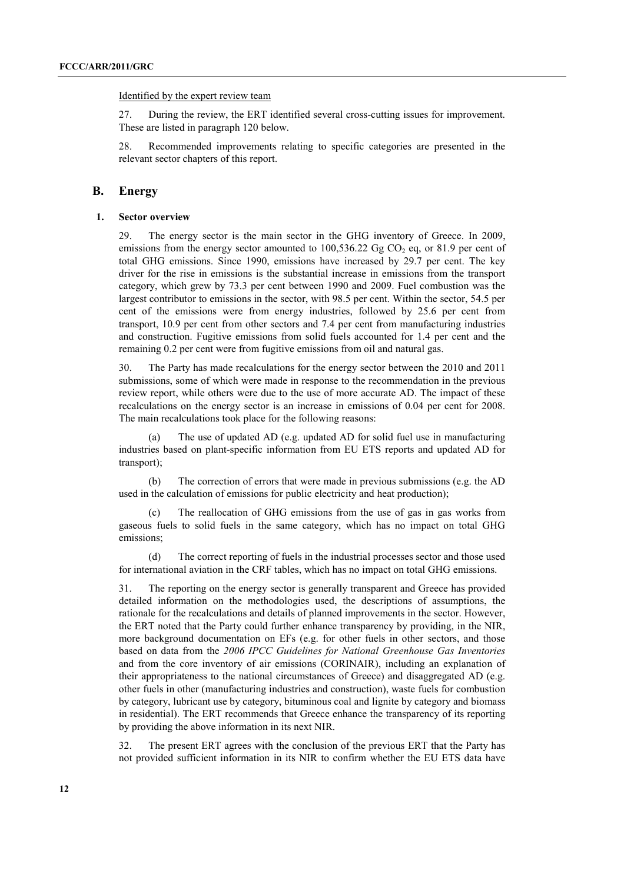Identified by the expert review team

27. During the review, the ERT identified several cross-cutting issues for improvement. These are listed in paragraph 120 below.

28. Recommended improvements relating to specific categories are presented in the relevant sector chapters of this report.

## B. Energy

### 1. Sector overview

29. The energy sector is the main sector in the GHG inventory of Greece. In 2009, emissions from the energy sector amounted to 100,536.22 Gg $CO_2$ eq, or 81.9 per cent of total GHG emissions. Since 1990, emissions have increased by 29.7 per cent. The key driver for the rise in emissions is the substantial increase in emissions from the transport category, which grew by 73.3 per cent between 1990 and 2009. Fuel combustion was the largest contributor to emissions in the sector, with 98.5 per cent. Within the sector, 54.5 per cent of the emissions were from energy industries, followed by 25.6 per cent from transport, 10.9 per cent from other sectors and 7.4 per cent from manufacturing industries and construction. Fugitive emissions from solid fuels accounted for 1.4 per cent and the remaining 0.2 per cent were from fugitive emissions from oil and natural gas.

30. The Party has made recalculations for the energy sector between the 2010 and 2011 submissions, some of which were made in response to the recommendation in the previous review report, while others were due to the use of more accurate AD. The impact of these recalculations on the energy sector is an increase in emissions of 0.04 per cent for 2008. The main recalculations took place for the following reasons:

(a) The use of updated AD (e.g. updated AD for solid fuel use in manufacturing industries based on plant-specific information from EU ETS reports and updated AD for transport);

(b) The correction of errors that were made in previous submissions (e.g. the AD used in the calculation of emissions for public electricity and heat production);

(c) The reallocation of GHG emissions from the use of gas in gas works from gaseous fuels to solid fuels in the same category, which has no impact on total GHG emissions;

(d) The correct reporting of fuels in the industrial processes sector and those used for international aviation in the CRF tables, which has no impact on total GHG emissions.

31. The reporting on the energy sector is generally transparent and Greece has provided detailed information on the methodologies used, the descriptions of assumptions, the rationale for the recalculations and details of planned improvements in the sector. However, the ERT noted that the Party could further enhance transparency by providing, in the NIR, more background documentation on EFs (e.g. for other fuels in other sectors, and those based on data from the *2006 IPCC Guidelines for National Greenhouse Gas Inventories* and from the core inventory of air emissions (CORINAIR), including an explanation of their appropriateness to the national circumstances of Greece) and disaggregated AD (e.g. other fuels in other (manufacturing industries and construction), waste fuels for combustion by category, lubricant use by category, bituminous coal and lignite by category and biomass in residential). The ERT recommends that Greece enhance the transparency of its reporting by providing the above information in its next NIR.

32. The present ERT agrees with the conclusion of the previous ERT that the Party has not provided sufficient information in its NIR to confirm whether the EU ETS data have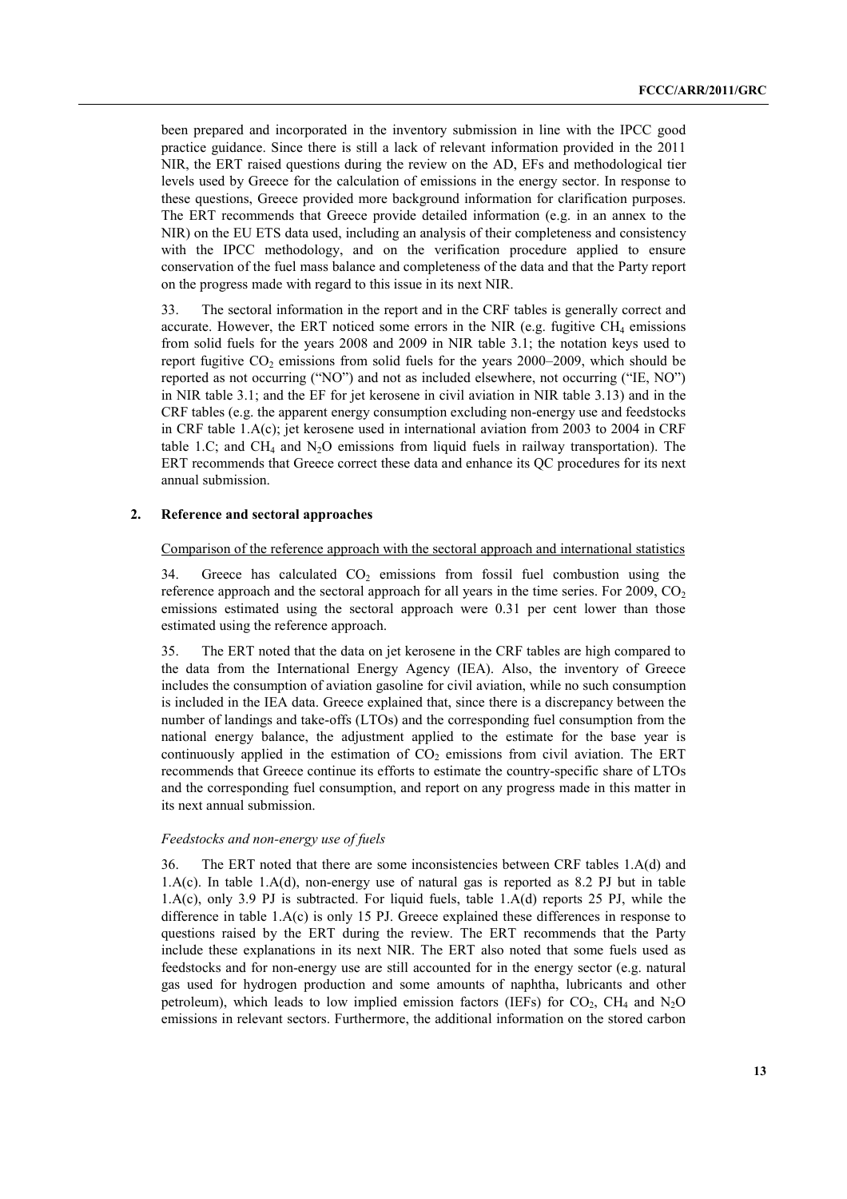been prepared and incorporated in the inventory submission in line with the IPCC good practice guidance. Since there is still a lack of relevant information provided in the 2011 NIR, the ERT raised questions during the review on the AD, EFs and methodological tier levels used by Greece for the calculation of emissions in the energy sector. In response to these questions, Greece provided more background information for clarification purposes. The ERT recommends that Greece provide detailed information (e.g. in an annex to the NIR) on the EU ETS data used, including an analysis of their completeness and consistency with the IPCC methodology, and on the verification procedure applied to ensure conservation of the fuel mass balance and completeness of the data and that the Party report on the progress made with regard to this issue in its next NIR.

33. The sectoral information in the report and in the CRF tables is generally correct and accurate. However, the ERT noticed some errors in the NIR (e.g. fugitive $CH_4$ emissions from solid fuels for the years 2008 and 2009 in NIR table 3.1; the notation keys used to report fugitive $CO_2$ emissions from solid fuels for the years 2000–2009, which should be reported as not occurring ("NO") and not as included elsewhere, not occurring ("IE, NO") in NIR table 3.1; and the EF for jet kerosene in civil aviation in NIR table 3.13) and in the CRF tables (e.g. the apparent energy consumption excluding non-energy use and feedstocks in CRF table 1.A(c); jet kerosene used in international aviation from 2003 to 2004 in CRF table 1.C; and $CH_4$ and $N_2O$ emissions from liquid fuels in railway transportation). The ERT recommends that Greece correct these data and enhance its QC procedures for its next annual submission.

## 2. Reference and sectoral approaches

Comparison of the reference approach with the sectoral approach and international statistics

34. Greece has calculated $CO_2$ emissions from fossil fuel combustion using the reference approach and the sectoral approach for all years in the time series. For 2009, $CO_2$ emissions estimated using the sectoral approach were 0.31 per cent lower than those estimated using the reference approach.

35. The ERT noted that the data on jet kerosene in the CRF tables are high compared to the data from the International Energy Agency (IEA). Also, the inventory of Greece includes the consumption of aviation gasoline for civil aviation, while no such consumption is included in the IEA data. Greece explained that, since there is a discrepancy between the number of landings and take-offs (LTOs) and the corresponding fuel consumption from the national energy balance, the adjustment applied to the estimate for the base year is continuously applied in the estimation of $CO_2$ emissions from civil aviation. The ERT recommends that Greece continue its efforts to estimate the country-specific share of LTOs and the corresponding fuel consumption, and report on any progress made in this matter in its next annual submission.

*Feedstocks and non-energy use of fuels*

36. The ERT noted that there are some inconsistencies between CRF tables 1.A(d) and 1.A(c). In table 1.A(d), non-energy use of natural gas is reported as 8.2 PJ but in table 1.A(c), only 3.9 PJ is subtracted. For liquid fuels, table 1.A(d) reports 25 PJ, while the difference in table 1.A(c) is only 15 PJ. Greece explained these differences in response to questions raised by the ERT during the review. The ERT recommends that the Party include these explanations in its next NIR. The ERT also noted that some fuels used as feedstocks and for non-energy use are still accounted for in the energy sector (e.g. natural gas used for hydrogen production and some amounts of naphtha, lubricants and other petroleum), which leads to low implied emission factors (IEFs) for $CO_2$, $CH_4$ and $N_2O$ emissions in relevant sectors. Furthermore, the additional information on the stored carbon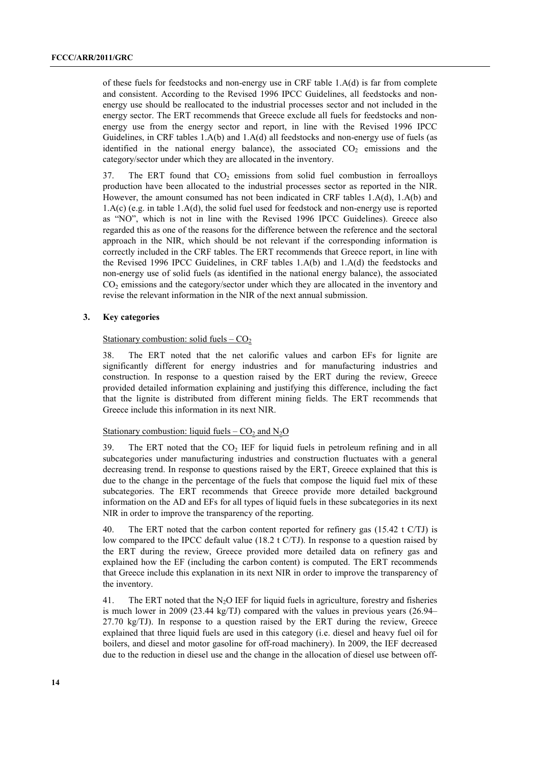of these fuels for feedstocks and non-energy use in CRF table 1.A(d) is far from complete and consistent. According to the Revised 1996 IPCC Guidelines, all feedstocks and non-energy use should be reallocated to the industrial processes sector and not included in the energy sector. The ERT recommends that Greece exclude all fuels for feedstocks and non-energy use from the energy sector and report, in line with the Revised 1996 IPCC Guidelines, in CRF tables 1.A(b) and 1.A(d) all feedstocks and non-energy use of fuels (as identified in the national energy balance), the associated $CO_2$ emissions and the category/sector under which they are allocated in the inventory.

37. The ERT found that $CO_2$ emissions from solid fuel combustion in ferroalloys production have been allocated to the industrial processes sector as reported in the NIR. However, the amount consumed has not been indicated in CRF tables 1.A(d), 1.A(b) and 1.A(c) (e.g. in table 1.A(d), the solid fuel used for feedstock and non-energy use is reported as "NO", which is not in line with the Revised 1996 IPCC Guidelines). Greece also regarded this as one of the reasons for the difference between the reference and the sectoral approach in the NIR, which should be not relevant if the corresponding information is correctly included in the CRF tables. The ERT recommends that Greece report, in line with the Revised 1996 IPCC Guidelines, in CRF tables 1.A(b) and 1.A(d) the feedstocks and non-energy use of solid fuels (as identified in the national energy balance), the associated $CO_2$ emissions and the category/sector under which they are allocated in the inventory and revise the relevant information in the NIR of the next annual submission.

### 3. Key categories

Stationary combustion: solid fuels – $CO_2$

38. The ERT noted that the net calorific values and carbon EFs for lignite are significantly different for energy industries and for manufacturing industries and construction. In response to a question raised by the ERT during the review, Greece provided detailed information explaining and justifying this difference, including the fact that the lignite is distributed from different mining fields. The ERT recommends that Greece include this information in its next NIR.

Stationary combustion: liquid fuels – $CO_2$ and $N_2O$

39. The ERT noted that the $CO_2$ IEF for liquid fuels in petroleum refining and in all subcategories under manufacturing industries and construction fluctuates with a general decreasing trend. In response to questions raised by the ERT, Greece explained that this is due to the change in the percentage of the fuels that compose the liquid fuel mix of these subcategories. The ERT recommends that Greece provide more detailed background information on the AD and EFs for all types of liquid fuels in these subcategories in its next NIR in order to improve the transparency of the reporting.

40. The ERT noted that the carbon content reported for refinery gas (15.42 t C/TJ) is low compared to the IPCC default value (18.2 t C/TJ). In response to a question raised by the ERT during the review, Greece provided more detailed data on refinery gas and explained how the EF (including the carbon content) is computed. The ERT recommends that Greece include this explanation in its next NIR in order to improve the transparency of the inventory.

41. The ERT noted that the $N_2O$ IEF for liquid fuels in agriculture, forestry and fisheries is much lower in 2009 (23.44 kg/TJ) compared with the values in previous years (26.94–27.70 kg/TJ). In response to a question raised by the ERT during the review, Greece explained that three liquid fuels are used in this category (i.e. diesel and heavy fuel oil for boilers, and diesel and motor gasoline for off-road machinery). In 2009, the IEF decreased due to the reduction in diesel use and the change in the allocation of diesel use between off-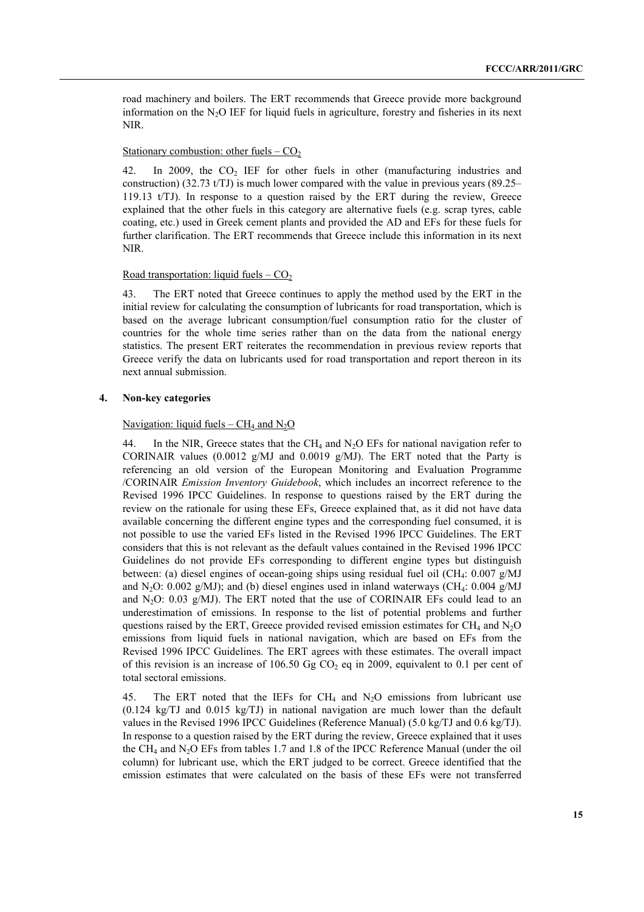road machinery and boilers. The ERT recommends that Greece provide more background information on the $N_2O$ IEF for liquid fuels in agriculture, forestry and fisheries in its next NIR.

Stationary combustion: other fuels – $CO_2$

42. In 2009, the $CO_2$ IEF for other fuels in other (manufacturing industries and construction) (32.73 t/TJ) is much lower compared with the value in previous years (89.25–119.13 t/TJ). In response to a question raised by the ERT during the review, Greece explained that the other fuels in this category are alternative fuels (e.g. scrap tyres, cable coating, etc.) used in Greek cement plants and provided the AD and EFs for these fuels for further clarification. The ERT recommends that Greece include this information in its next NIR.

Road transportation: liquid fuels – $CO_2$

43. The ERT noted that Greece continues to apply the method used by the ERT in the initial review for calculating the consumption of lubricants for road transportation, which is based on the average lubricant consumption/fuel consumption ratio for the cluster of countries for the whole time series rather than on the data from the national energy statistics. The present ERT reiterates the recommendation in previous review reports that Greece verify the data on lubricants used for road transportation and report thereon in its next annual submission.

### 4. Non-key categories

Navigation: liquid fuels – $CH_4$ and $N_2O$

44. In the NIR, Greece states that the $CH_4$ and $N_2O$ EFs for national navigation refer to CORINAIR values (0.0012 g/MJ and 0.0019 g/MJ). The ERT noted that the Party is referencing an old version of the European Monitoring and Evaluation Programme /CORINAIR *Emission Inventory Guidebook*, which includes an incorrect reference to the Revised 1996 IPCC Guidelines. In response to questions raised by the ERT during the review on the rationale for using these EFs, Greece explained that, as it did not have data available concerning the different engine types and the corresponding fuel consumed, it is not possible to use the varied EFs listed in the Revised 1996 IPCC Guidelines. The ERT considers that this is not relevant as the default values contained in the Revised 1996 IPCC Guidelines do not provide EFs corresponding to different engine types but distinguish between: (a) diesel engines of ocean-going ships using residual fuel oil ($CH_4$: 0.007 g/MJ and $N_2O$: 0.002 g/MJ); and (b) diesel engines used in inland waterways ($CH_4$: 0.004 g/MJ and $N_2O$: 0.03 g/MJ). The ERT noted that the use of CORINAIR EFs could lead to an underestimation of emissions. In response to the list of potential problems and further questions raised by the ERT, Greece provided revised emission estimates for $CH_4$ and $N_2O$ emissions from liquid fuels in national navigation, which are based on EFs from the Revised 1996 IPCC Guidelines. The ERT agrees with these estimates. The overall impact of this revision is an increase of 106.50 Gg $CO_2$ eq in 2009, equivalent to 0.1 per cent of total sectoral emissions.

45. The ERT noted that the IEFs for $CH_4$ and $N_2O$ emissions from lubricant use (0.124 kg/TJ and 0.015 kg/TJ) in national navigation are much lower than the default values in the Revised 1996 IPCC Guidelines (Reference Manual) (5.0 kg/TJ and 0.6 kg/TJ). In response to a question raised by the ERT during the review, Greece explained that it uses the $CH_4$ and $N_2O$ EFs from tables 1.7 and 1.8 of the IPCC Reference Manual (under the oil column) for lubricant use, which the ERT judged to be correct. Greece identified that the emission estimates that were calculated on the basis of these EFs were not transferred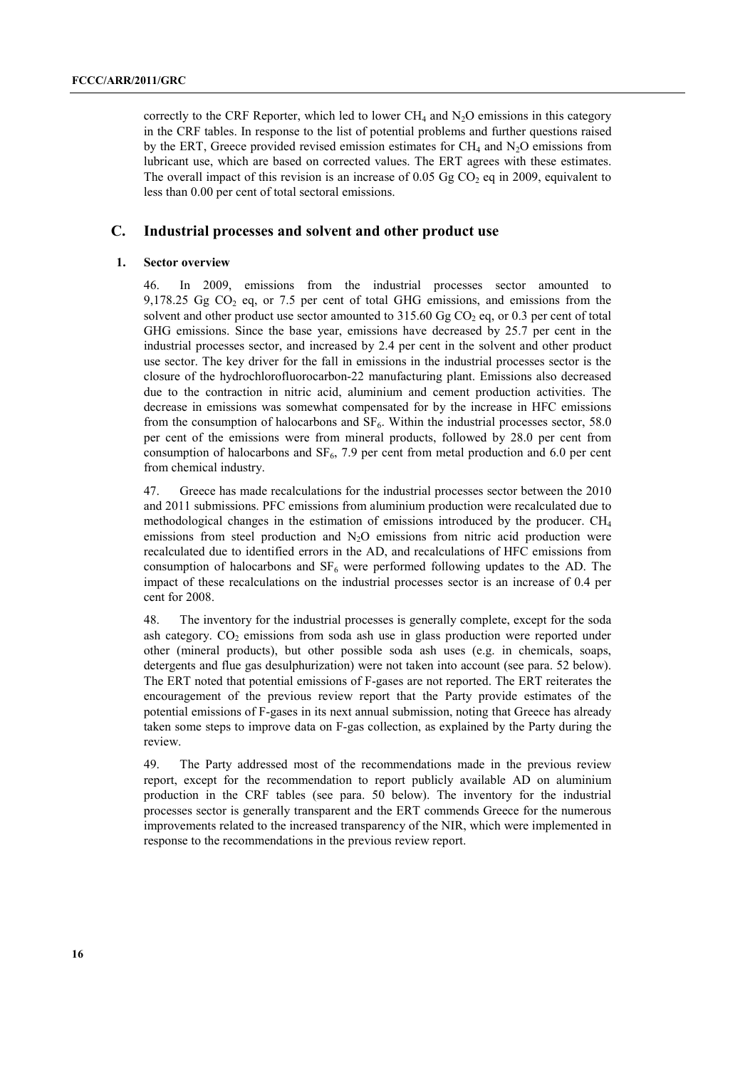correctly to the CRF Reporter, which led to lower $CH_4$ and $N_2O$ emissions in this category in the CRF tables. In response to the list of potential problems and further questions raised by the ERT, Greece provided revised emission estimates for $CH_4$ and $N_2O$ emissions from lubricant use, which are based on corrected values. The ERT agrees with these estimates. The overall impact of this revision is an increase of 0.05 Gg $CO_2$ eq in 2009, equivalent to less than 0.00 per cent of total sectoral emissions.

## C. Industrial processes and solvent and other product use

### 1. Sector overview

46. In 2009, emissions from the industrial processes sector amounted to 9,178.25 Gg $CO_2$ eq, or 7.5 per cent of total GHG emissions, and emissions from the solvent and other product use sector amounted to 315.60 Gg $CO_2$ eq, or 0.3 per cent of total GHG emissions. Since the base year, emissions have decreased by 25.7 per cent in the industrial processes sector, and increased by 2.4 per cent in the solvent and other product use sector. The key driver for the fall in emissions in the industrial processes sector is the closure of the hydrochlorofluorocarbon-22 manufacturing plant. Emissions also decreased due to the contraction in nitric acid, aluminium and cement production activities. The decrease in emissions was somewhat compensated for by the increase in HFC emissions from the consumption of halocarbons and $SF_6$. Within the industrial processes sector, 58.0 per cent of the emissions were from mineral products, followed by 28.0 per cent from consumption of halocarbons and $SF_6$, 7.9 per cent from metal production and 6.0 per cent from chemical industry.

47. Greece has made recalculations for the industrial processes sector between the 2010 and 2011 submissions. PFC emissions from aluminium production were recalculated due to methodological changes in the estimation of emissions introduced by the producer. $CH_4$ emissions from steel production and $N_2O$ emissions from nitric acid production were recalculated due to identified errors in the AD, and recalculations of HFC emissions from consumption of halocarbons and $SF_6$ were performed following updates to the AD. The impact of these recalculations on the industrial processes sector is an increase of 0.4 per cent for 2008.

48. The inventory for the industrial processes is generally complete, except for the soda ash category. $CO_2$ emissions from soda ash use in glass production were reported under other (mineral products), but other possible soda ash uses (e.g. in chemicals, soaps, detergents and flue gas desulphurization) were not taken into account (see para. 52 below). The ERT noted that potential emissions of F-gases are not reported. The ERT reiterates the encouragement of the previous review report that the Party provide estimates of the potential emissions of F-gases in its next annual submission, noting that Greece has already taken some steps to improve data on F-gas collection, as explained by the Party during the review.

49. The Party addressed most of the recommendations made in the previous review report, except for the recommendation to report publicly available AD on aluminium production in the CRF tables (see para. 50 below). The inventory for the industrial processes sector is generally transparent and the ERT commends Greece for the numerous improvements related to the increased transparency of the NIR, which were implemented in response to the recommendations in the previous review report.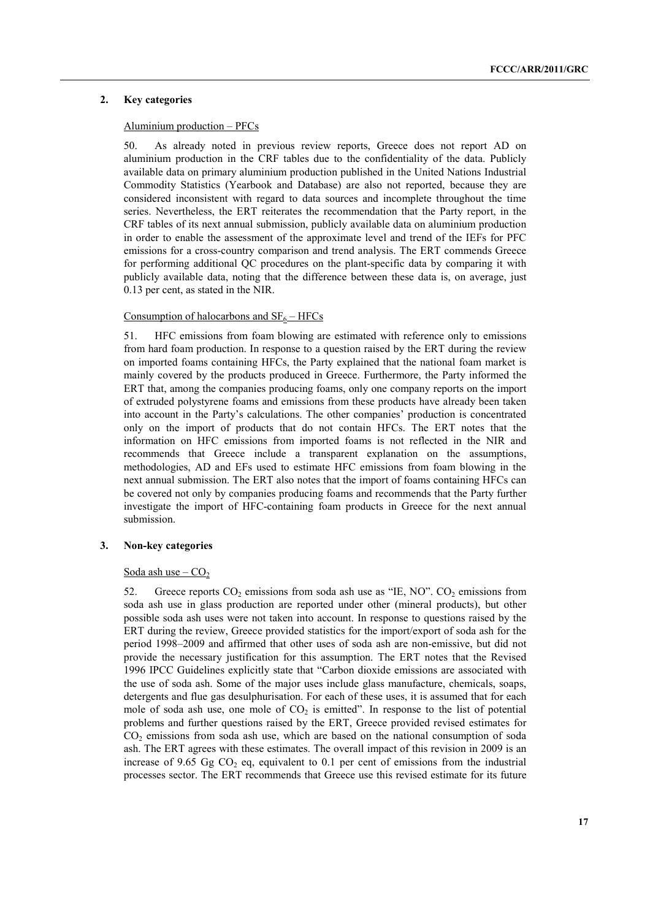### 2. Key categories

Aluminium production – PFCs

50. As already noted in previous review reports, Greece does not report AD on aluminium production in the CRF tables due to the confidentiality of the data. Publicly available data on primary aluminium production published in the United Nations Industrial Commodity Statistics (Yearbook and Database) are also not reported, because they are considered inconsistent with regard to data sources and incomplete throughout the time series. Nevertheless, the ERT reiterates the recommendation that the Party report, in the CRF tables of its next annual submission, publicly available data on aluminium production in order to enable the assessment of the approximate level and trend of the IEFs for PFC emissions for a cross-country comparison and trend analysis. The ERT commends Greece for performing additional QC procedures on the plant-specific data by comparing it with publicly available data, noting that the difference between these data is, on average, just 0.13 per cent, as stated in the NIR.

Consumption of halocarbons and $SF_6$ – HFCs

51. HFC emissions from foam blowing are estimated with reference only to emissions from hard foam production. In response to a question raised by the ERT during the review on imported foams containing HFCs, the Party explained that the national foam market is mainly covered by the products produced in Greece. Furthermore, the Party informed the ERT that, among the companies producing foams, only one company reports on the import of extruded polystyrene foams and emissions from these products have already been taken into account in the Party's calculations. The other companies' production is concentrated only on the import of products that do not contain HFCs. The ERT notes that the information on HFC emissions from imported foams is not reflected in the NIR and recommends that Greece include a transparent explanation on the assumptions, methodologies, AD and EFs used to estimate HFC emissions from foam blowing in the next annual submission. The ERT also notes that the import of foams containing HFCs can be covered not only by companies producing foams and recommends that the Party further investigate the import of HFC-containing foam products in Greece for the next annual submission.

### 3. Non-key categories

Soda ash use – $CO_2$

52. Greece reports $CO_2$ emissions from soda ash use as "IE, NO". $CO_2$ emissions from soda ash use in glass production are reported under other (mineral products), but other possible soda ash uses were not taken into account. In response to questions raised by the ERT during the review, Greece provided statistics for the import/export of soda ash for the period 1998–2009 and affirmed that other uses of soda ash are non-emissive, but did not provide the necessary justification for this assumption. The ERT notes that the Revised 1996 IPCC Guidelines explicitly state that "Carbon dioxide emissions are associated with the use of soda ash. Some of the major uses include glass manufacture, chemicals, soaps, detergents and flue gas desulphurisation. For each of these uses, it is assumed that for each mole of soda ash use, one mole of $CO_2$ is emitted". In response to the list of potential problems and further questions raised by the ERT, Greece provided revised estimates for $CO_2$ emissions from soda ash use, which are based on the national consumption of soda ash. The ERT agrees with these estimates. The overall impact of this revision in 2009 is an increase of 9.65 Gg $CO_2$ eq, equivalent to 0.1 per cent of emissions from the industrial processes sector. The ERT recommends that Greece use this revised estimate for its future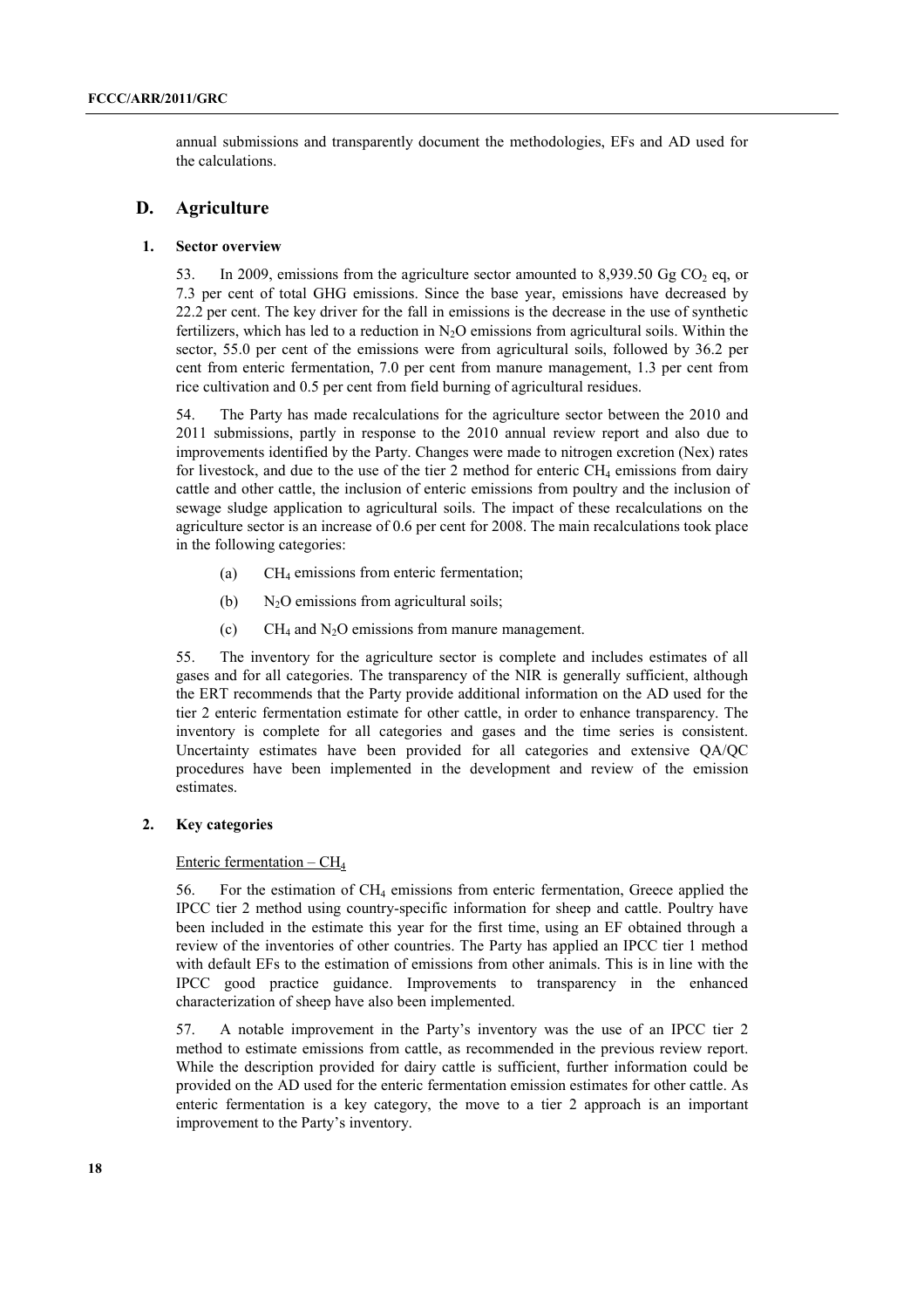annual submissions and transparently document the methodologies, EFs and AD used for the calculations.

## D. Agriculture

### 1. Sector overview

53. In 2009, emissions from the agriculture sector amounted to 8,939.50 Gg $CO_2$ eq, or 7.3 per cent of total GHG emissions. Since the base year, emissions have decreased by 22.2 per cent. The key driver for the fall in emissions is the decrease in the use of synthetic fertilizers, which has led to a reduction in $N_2O$ emissions from agricultural soils. Within the sector, 55.0 per cent of the emissions were from agricultural soils, followed by 36.2 per cent from enteric fermentation, 7.0 per cent from manure management, 1.3 per cent from rice cultivation and 0.5 per cent from field burning of agricultural residues.

54. The Party has made recalculations for the agriculture sector between the 2010 and 2011 submissions, partly in response to the 2010 annual review report and also due to improvements identified by the Party. Changes were made to nitrogen excretion (Nex) rates for livestock, and due to the use of the tier 2 method for enteric $CH_4$ emissions from dairy cattle and other cattle, the inclusion of enteric emissions from poultry and the inclusion of sewage sludge application to agricultural soils. The impact of these recalculations on the agriculture sector is an increase of 0.6 per cent for 2008. The main recalculations took place in the following categories:

(a) $CH_4$ emissions from enteric fermentation;

(b) $N_2O$ emissions from agricultural soils;

(c) $CH_4$ and $N_2O$ emissions from manure management.

55. The inventory for the agriculture sector is complete and includes estimates of all gases and for all categories. The transparency of the NIR is generally sufficient, although the ERT recommends that the Party provide additional information on the AD used for the tier 2 enteric fermentation estimate for other cattle, in order to enhance transparency. The inventory is complete for all categories and gases and the time series is consistent. Uncertainty estimates have been provided for all categories and extensive QA/QC procedures have been implemented in the development and review of the emission estimates.

### 2. Key categories

Enteric fermentation – $CH_4$

56. For the estimation of $CH_4$ emissions from enteric fermentation, Greece applied the IPCC tier 2 method using country-specific information for sheep and cattle. Poultry have been included in the estimate this year for the first time, using an EF obtained through a review of the inventories of other countries. The Party has applied an IPCC tier 1 method with default EFs to the estimation of emissions from other animals. This is in line with the IPCC good practice guidance. Improvements to transparency in the enhanced characterization of sheep have also been implemented.

57. A notable improvement in the Party's inventory was the use of an IPCC tier 2 method to estimate emissions from cattle, as recommended in the previous review report. While the description provided for dairy cattle is sufficient, further information could be provided on the AD used for the enteric fermentation emission estimates for other cattle. As enteric fermentation is a key category, the move to a tier 2 approach is an important improvement to the Party's inventory.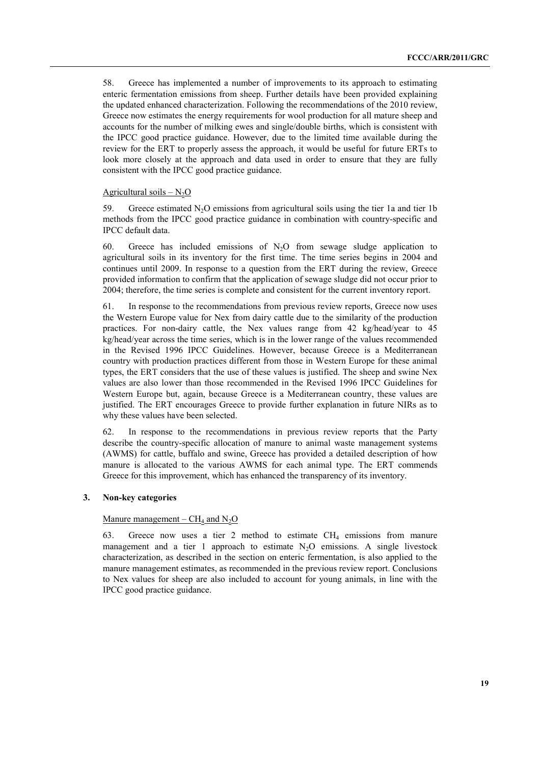58. Greece has implemented a number of improvements to its approach to estimating enteric fermentation emissions from sheep. Further details have been provided explaining the updated enhanced characterization. Following the recommendations of the 2010 review, Greece now estimates the energy requirements for wool production for all mature sheep and accounts for the number of milking ewes and single/double births, which is consistent with the IPCC good practice guidance. However, due to the limited time available during the review for the ERT to properly assess the approach, it would be useful for future ERTs to look more closely at the approach and data used in order to ensure that they are fully consistent with the IPCC good practice guidance.

Agricultural soils – $N_2O$

59. Greece estimated $N_2O$ emissions from agricultural soils using the tier 1a and tier 1b methods from the IPCC good practice guidance in combination with country-specific and IPCC default data.

60. Greece has included emissions of $N_2O$ from sewage sludge application to agricultural soils in its inventory for the first time. The time series begins in 2004 and continues until 2009. In response to a question from the ERT during the review, Greece provided information to confirm that the application of sewage sludge did not occur prior to 2004; therefore, the time series is complete and consistent for the current inventory report.

61. In response to the recommendations from previous review reports, Greece now uses the Western Europe value for Nex from dairy cattle due to the similarity of the production practices. For non-dairy cattle, the Nex values range from 42 kg/head/year to 45 kg/head/year across the time series, which is in the lower range of the values recommended in the Revised 1996 IPCC Guidelines. However, because Greece is a Mediterranean country with production practices different from those in Western Europe for these animal types, the ERT considers that the use of these values is justified. The sheep and swine Nex values are also lower than those recommended in the Revised 1996 IPCC Guidelines for Western Europe but, again, because Greece is a Mediterranean country, these values are justified. The ERT encourages Greece to provide further explanation in future NIRs as to why these values have been selected.

62. In response to the recommendations in previous review reports that the Party describe the country-specific allocation of manure to animal waste management systems (AWMS) for cattle, buffalo and swine, Greece has provided a detailed description of how manure is allocated to the various AWMS for each animal type. The ERT commends Greece for this improvement, which has enhanced the transparency of its inventory.

### 3. Non-key categories

Manure management – $CH_4$ and $N_2O$

63. Greece now uses a tier 2 method to estimate $CH_4$ emissions from manure management and a tier 1 approach to estimate $N_2O$ emissions. A single livestock characterization, as described in the section on enteric fermentation, is also applied to the manure management estimates, as recommended in the previous review report. Conclusions to Nex values for sheep are also included to account for young animals, in line with the IPCC good practice guidance.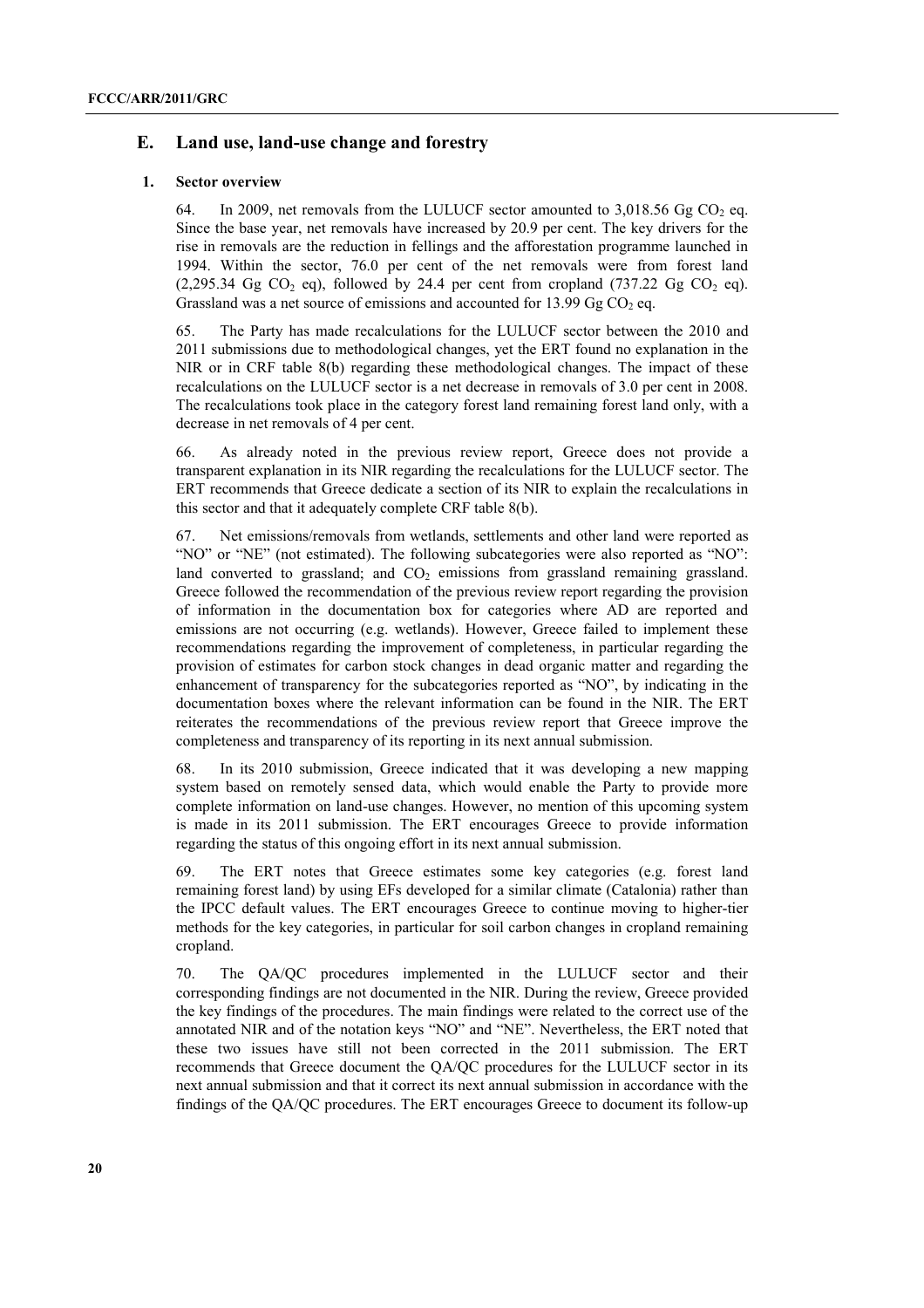## E. Land use, land-use change and forestry

### 1. Sector overview

64. In 2009, net removals from the LULUCF sector amounted to 3,018.56 Gg $CO_2$ eq. Since the base year, net removals have increased by 20.9 per cent. The key drivers for the rise in removals are the reduction in fellings and the afforestation programme launched in 1994. Within the sector, 76.0 per cent of the net removals were from forest land (2,295.34 Gg $CO_2$ eq), followed by 24.4 per cent from cropland (737.22 Gg $CO_2$ eq). Grassland was a net source of emissions and accounted for 13.99 Gg $CO_2$ eq.

65. The Party has made recalculations for the LULUCF sector between the 2010 and 2011 submissions due to methodological changes, yet the ERT found no explanation in the NIR or in CRF table 8(b) regarding these methodological changes. The impact of these recalculations on the LULUCF sector is a net decrease in removals of 3.0 per cent in 2008. The recalculations took place in the category forest land remaining forest land only, with a decrease in net removals of 4 per cent.

66. As already noted in the previous review report, Greece does not provide a transparent explanation in its NIR regarding the recalculations for the LULUCF sector. The ERT recommends that Greece dedicate a section of its NIR to explain the recalculations in this sector and that it adequately complete CRF table 8(b).

67. Net emissions/removals from wetlands, settlements and other land were reported as "NO" or "NE" (not estimated). The following subcategories were also reported as "NO": land converted to grassland; and $CO_2$ emissions from grassland remaining grassland. Greece followed the recommendation of the previous review report regarding the provision of information in the documentation box for categories where AD are reported and emissions are not occurring (e.g. wetlands). However, Greece failed to implement these recommendations regarding the improvement of completeness, in particular regarding the provision of estimates for carbon stock changes in dead organic matter and regarding the enhancement of transparency for the subcategories reported as "NO", by indicating in the documentation boxes where the relevant information can be found in the NIR. The ERT reiterates the recommendations of the previous review report that Greece improve the completeness and transparency of its reporting in its next annual submission.

68. In its 2010 submission, Greece indicated that it was developing a new mapping system based on remotely sensed data, which would enable the Party to provide more complete information on land-use changes. However, no mention of this upcoming system is made in its 2011 submission. The ERT encourages Greece to provide information regarding the status of this ongoing effort in its next annual submission.

69. The ERT notes that Greece estimates some key categories (e.g. forest land remaining forest land) by using EFs developed for a similar climate (Catalonia) rather than the IPCC default values. The ERT encourages Greece to continue moving to higher-tier methods for the key categories, in particular for soil carbon changes in cropland remaining cropland.

70. The QA/QC procedures implemented in the LULUCF sector and their corresponding findings are not documented in the NIR. During the review, Greece provided the key findings of the procedures. The main findings were related to the correct use of the annotated NIR and of the notation keys "NO" and "NE". Nevertheless, the ERT noted that these two issues have still not been corrected in the 2011 submission. The ERT recommends that Greece document the QA/QC procedures for the LULUCF sector in its next annual submission and that it correct its next annual submission in accordance with the findings of the QA/QC procedures. The ERT encourages Greece to document its follow-up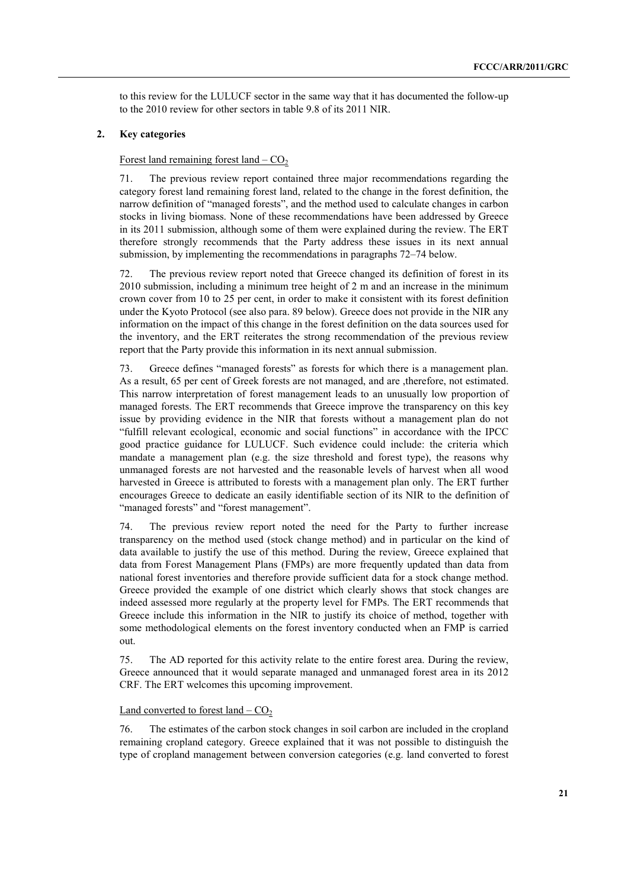to this review for the LULUCF sector in the same way that it has documented the follow-up to the 2010 review for other sectors in table 9.8 of its 2011 NIR.

### 2. Key categories

Forest land remaining forest land – $CO_2$

71. The previous review report contained three major recommendations regarding the category forest land remaining forest land, related to the change in the forest definition, the narrow definition of "managed forests", and the method used to calculate changes in carbon stocks in living biomass. None of these recommendations have been addressed by Greece in its 2011 submission, although some of them were explained during the review. The ERT therefore strongly recommends that the Party address these issues in its next annual submission, by implementing the recommendations in paragraphs 72–74 below.

72. The previous review report noted that Greece changed its definition of forest in its 2010 submission, including a minimum tree height of 2 m and an increase in the minimum crown cover from 10 to 25 per cent, in order to make it consistent with its forest definition under the Kyoto Protocol (see also para. 89 below). Greece does not provide in the NIR any information on the impact of this change in the forest definition on the data sources used for the inventory, and the ERT reiterates the strong recommendation of the previous review report that the Party provide this information in its next annual submission.

73. Greece defines "managed forests" as forests for which there is a management plan. As a result, 65 per cent of Greek forests are not managed, and are ,therefore, not estimated. This narrow interpretation of forest management leads to an unusually low proportion of managed forests. The ERT recommends that Greece improve the transparency on this key issue by providing evidence in the NIR that forests without a management plan do not "fulfill relevant ecological, economic and social functions" in accordance with the IPCC good practice guidance for LULUCF. Such evidence could include: the criteria which mandate a management plan (e.g. the size threshold and forest type), the reasons why unmanaged forests are not harvested and the reasonable levels of harvest when all wood harvested in Greece is attributed to forests with a management plan only. The ERT further encourages Greece to dedicate an easily identifiable section of its NIR to the definition of "managed forests" and "forest management".

74. The previous review report noted the need for the Party to further increase transparency on the method used (stock change method) and in particular on the kind of data available to justify the use of this method. During the review, Greece explained that data from Forest Management Plans (FMPs) are more frequently updated than data from national forest inventories and therefore provide sufficient data for a stock change method. Greece provided the example of one district which clearly shows that stock changes are indeed assessed more regularly at the property level for FMPs. The ERT recommends that Greece include this information in the NIR to justify its choice of method, together with some methodological elements on the forest inventory conducted when an FMP is carried out.

75. The AD reported for this activity relate to the entire forest area. During the review, Greece announced that it would separate managed and unmanaged forest area in its 2012 CRF. The ERT welcomes this upcoming improvement.

Land converted to forest land – $CO_2$

76. The estimates of the carbon stock changes in soil carbon are included in the cropland remaining cropland category. Greece explained that it was not possible to distinguish the type of cropland management between conversion categories (e.g. land converted to forest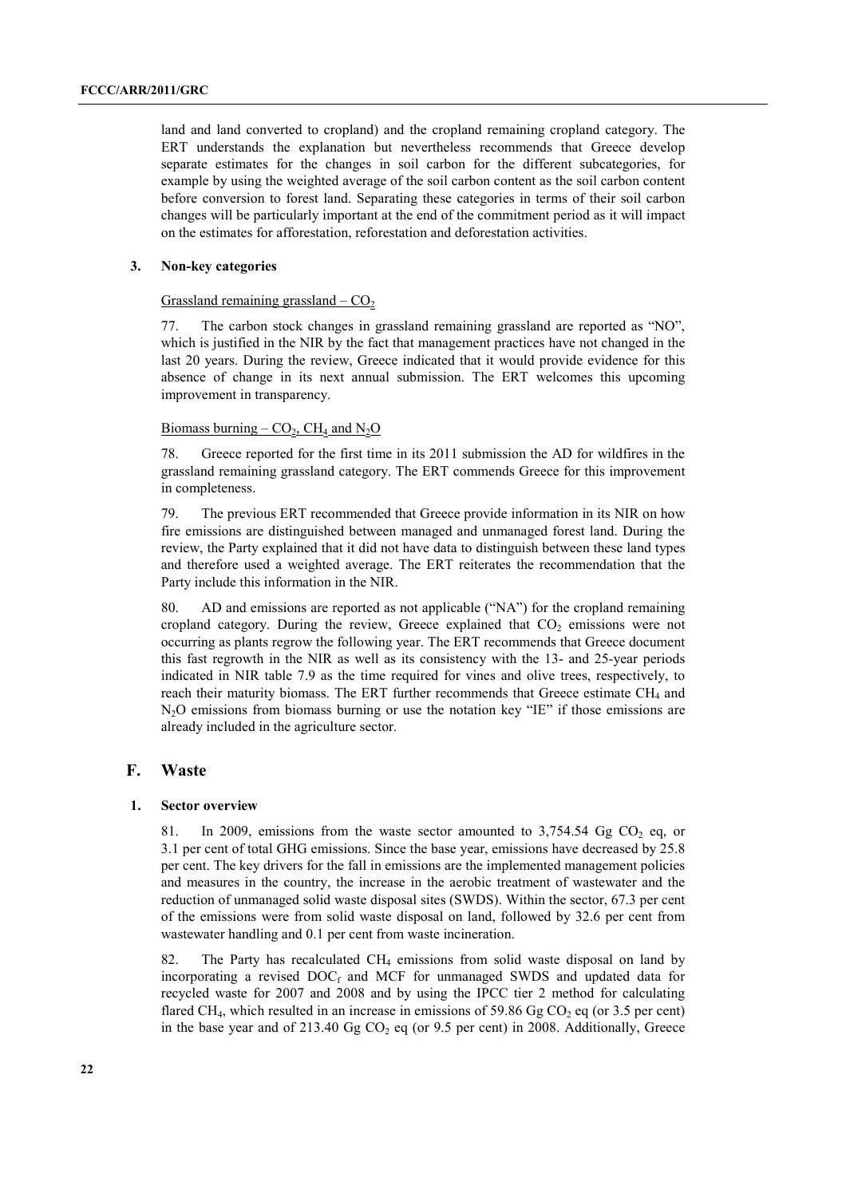land and land converted to cropland) and the cropland remaining cropland category. The ERT understands the explanation but nevertheless recommends that Greece develop separate estimates for the changes in soil carbon for the different subcategories, for example by using the weighted average of the soil carbon content as the soil carbon content before conversion to forest land. Separating these categories in terms of their soil carbon changes will be particularly important at the end of the commitment period as it will impact on the estimates for afforestation, reforestation and deforestation activities.

### 3. Non-key categories

Grassland remaining grassland – $CO_2$

77. The carbon stock changes in grassland remaining grassland are reported as "NO", which is justified in the NIR by the fact that management practices have not changed in the last 20 years. During the review, Greece indicated that it would provide evidence for this absence of change in its next annual submission. The ERT welcomes this upcoming improvement in transparency.

Biomass burning – $CO_2$, $CH_4$ and $N_2O$

78. Greece reported for the first time in its 2011 submission the AD for wildfires in the grassland remaining grassland category. The ERT commends Greece for this improvement in completeness.

79. The previous ERT recommended that Greece provide information in its NIR on how fire emissions are distinguished between managed and unmanaged forest land. During the review, the Party explained that it did not have data to distinguish between these land types and therefore used a weighted average. The ERT reiterates the recommendation that the Party include this information in the NIR.

80. AD and emissions are reported as not applicable ("NA") for the cropland remaining cropland category. During the review, Greece explained that $CO_2$ emissions were not occurring as plants regrow the following year. The ERT recommends that Greece document this fast regrowth in the NIR as well as its consistency with the 13- and 25-year periods indicated in NIR table 7.9 as the time required for vines and olive trees, respectively, to reach their maturity biomass. The ERT further recommends that Greece estimate $CH_4$ and $N_2O$ emissions from biomass burning or use the notation key "IE" if those emissions are already included in the agriculture sector.

## F. Waste

### 1. Sector overview

81. In 2009, emissions from the waste sector amounted to 3,754.54 Gg $CO_2$ eq, or 3.1 per cent of total GHG emissions. Since the base year, emissions have decreased by 25.8 per cent. The key drivers for the fall in emissions are the implemented management policies and measures in the country, the increase in the aerobic treatment of wastewater and the reduction of unmanaged solid waste disposal sites (SWDS). Within the sector, 67.3 per cent of the emissions were from solid waste disposal on land, followed by 32.6 per cent from wastewater handling and 0.1 per cent from waste incineration.

82. The Party has recalculated $CH_4$ emissions from solid waste disposal on land by incorporating a revised $DOC_f$ and MCF for unmanaged SWDS and updated data for recycled waste for 2007 and 2008 and by using the IPCC tier 2 method for calculating flared $CH_4$, which resulted in an increase in emissions of 59.86 Gg $CO_2$ eq (or 3.5 per cent) in the base year and of 213.40 Gg $CO_2$ eq (or 9.5 per cent) in 2008. Additionally, Greece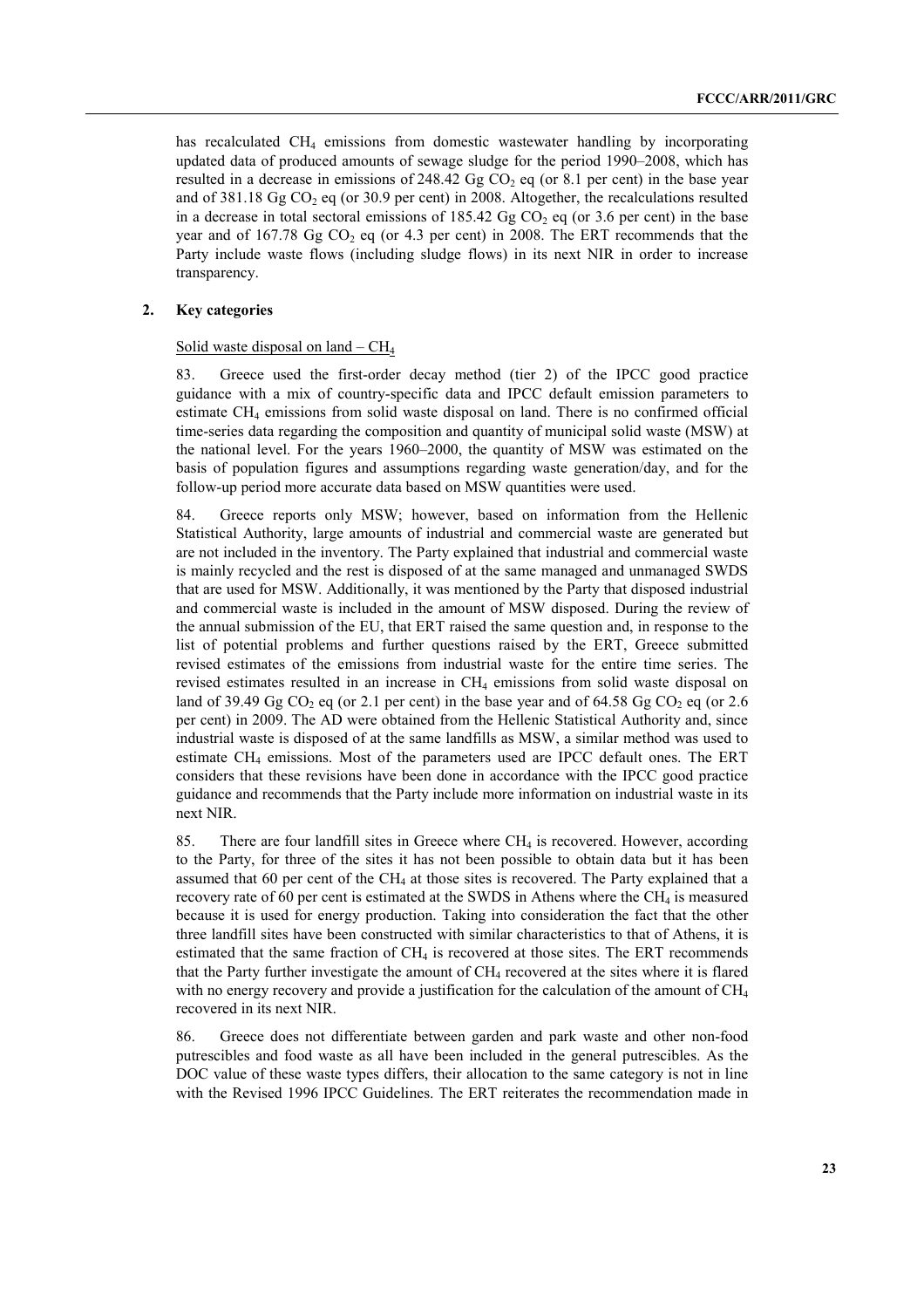has recalculated $CH_4$ emissions from domestic wastewater handling by incorporating updated data of produced amounts of sewage sludge for the period 1990–2008, which has resulted in a decrease in emissions of 248.42 Gg $CO_2$ eq (or 8.1 per cent) in the base year and of 381.18 Gg $CO_2$ eq (or 30.9 per cent) in 2008. Altogether, the recalculations resulted in a decrease in total sectoral emissions of 185.42 Gg $CO_2$ eq (or 3.6 per cent) in the base year and of 167.78 Gg $CO_2$ eq (or 4.3 per cent) in 2008. The ERT recommends that the Party include waste flows (including sludge flows) in its next NIR in order to increase transparency.

## 2. Key categories

Solid waste disposal on land – $CH_4$

83. Greece used the first-order decay method (tier 2) of the IPCC good practice guidance with a mix of country-specific data and IPCC default emission parameters to estimate $CH_4$ emissions from solid waste disposal on land. There is no confirmed official time-series data regarding the composition and quantity of municipal solid waste (MSW) at the national level. For the years 1960–2000, the quantity of MSW was estimated on the basis of population figures and assumptions regarding waste generation/day, and for the follow-up period more accurate data based on MSW quantities were used.

84. Greece reports only MSW; however, based on information from the Hellenic Statistical Authority, large amounts of industrial and commercial waste are generated but are not included in the inventory. The Party explained that industrial and commercial waste is mainly recycled and the rest is disposed of at the same managed and unmanaged SWDS that are used for MSW. Additionally, it was mentioned by the Party that disposed industrial and commercial waste is included in the amount of MSW disposed. During the review of the annual submission of the EU, that ERT raised the same question and, in response to the list of potential problems and further questions raised by the ERT, Greece submitted revised estimates of the emissions from industrial waste for the entire time series. The revised estimates resulted in an increase in $CH_4$ emissions from solid waste disposal on land of 39.49 Gg $CO_2$ eq (or 2.1 per cent) in the base year and of 64.58 Gg $CO_2$ eq (or 2.6 per cent) in 2009. The AD were obtained from the Hellenic Statistical Authority and, since industrial waste is disposed of at the same landfills as MSW, a similar method was used to estimate $CH_4$ emissions. Most of the parameters used are IPCC default ones. The ERT considers that these revisions have been done in accordance with the IPCC good practice guidance and recommends that the Party include more information on industrial waste in its next NIR.

85. There are four landfill sites in Greece where $CH_4$ is recovered. However, according to the Party, for three of the sites it has not been possible to obtain data but it has been assumed that 60 per cent of the $CH_4$ at those sites is recovered. The Party explained that a recovery rate of 60 per cent is estimated at the SWDS in Athens where the $CH_4$ is measured because it is used for energy production. Taking into consideration the fact that the other three landfill sites have been constructed with similar characteristics to that of Athens, it is estimated that the same fraction of $CH_4$ is recovered at those sites. The ERT recommends that the Party further investigate the amount of $CH_4$ recovered at the sites where it is flared with no energy recovery and provide a justification for the calculation of the amount of $CH_4$ recovered in its next NIR.

86. Greece does not differentiate between garden and park waste and other non-food putrescibles and food waste as all have been included in the general putrescibles. As the DOC value of these waste types differs, their allocation to the same category is not in line with the Revised 1996 IPCC Guidelines. The ERT reiterates the recommendation made in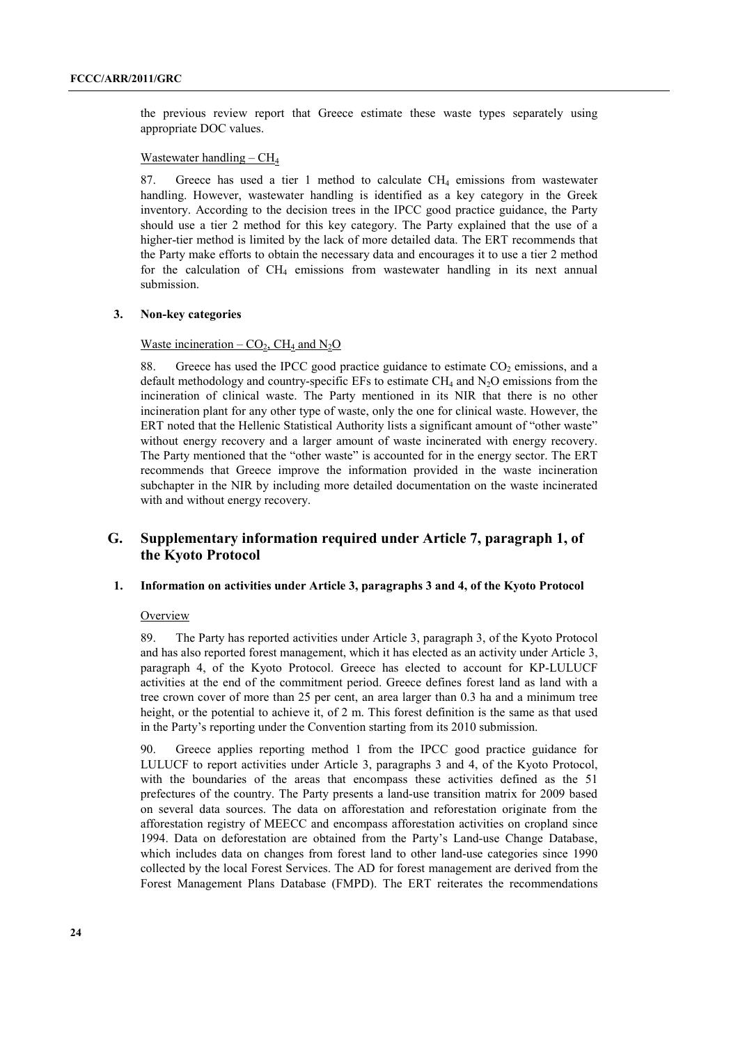the previous review report that Greece estimate these waste types separately using appropriate DOC values.

Wastewater handling – $CH_4$

87. Greece has used a tier 1 method to calculate $CH_4$ emissions from wastewater handling. However, wastewater handling is identified as a key category in the Greek inventory. According to the decision trees in the IPCC good practice guidance, the Party should use a tier 2 method for this key category. The Party explained that the use of a higher-tier method is limited by the lack of more detailed data. The ERT recommends that the Party make efforts to obtain the necessary data and encourages it to use a tier 2 method for the calculation of $CH_4$ emissions from wastewater handling in its next annual submission.

### 3. Non-key categories

Waste incineration – $CO_2$, $CH_4$ and $N_2O$

88. Greece has used the IPCC good practice guidance to estimate $CO_2$ emissions, and a default methodology and country-specific EFs to estimate $CH_4$ and $N_2O$ emissions from the incineration of clinical waste. The Party mentioned in its NIR that there is no other incineration plant for any other type of waste, only the one for clinical waste. However, the ERT noted that the Hellenic Statistical Authority lists a significant amount of "other waste" without energy recovery and a larger amount of waste incinerated with energy recovery. The Party mentioned that the "other waste" is accounted for in the energy sector. The ERT recommends that Greece improve the information provided in the waste incineration subchapter in the NIR by including more detailed documentation on the waste incinerated with and without energy recovery.

## G. Supplementary information required under Article 7, paragraph 1, of the Kyoto Protocol

### 1. Information on activities under Article 3, paragraphs 3 and 4, of the Kyoto Protocol

Overview

89. The Party has reported activities under Article 3, paragraph 3, of the Kyoto Protocol and has also reported forest management, which it has elected as an activity under Article 3, paragraph 4, of the Kyoto Protocol. Greece has elected to account for KP-LULUCF activities at the end of the commitment period. Greece defines forest land as land with a tree crown cover of more than 25 per cent, an area larger than 0.3 ha and a minimum tree height, or the potential to achieve it, of 2 m. This forest definition is the same as that used in the Party's reporting under the Convention starting from its 2010 submission.

90. Greece applies reporting method 1 from the IPCC good practice guidance for LULUCF to report activities under Article 3, paragraphs 3 and 4, of the Kyoto Protocol, with the boundaries of the areas that encompass these activities defined as the 51 prefectures of the country. The Party presents a land-use transition matrix for 2009 based on several data sources. The data on afforestation and reforestation originate from the afforestation registry of MEECC and encompass afforestation activities on cropland since 1994. Data on deforestation are obtained from the Party's Land-use Change Database, which includes data on changes from forest land to other land-use categories since 1990 collected by the local Forest Services. The AD for forest management are derived from the Forest Management Plans Database (FMPD). The ERT reiterates the recommendations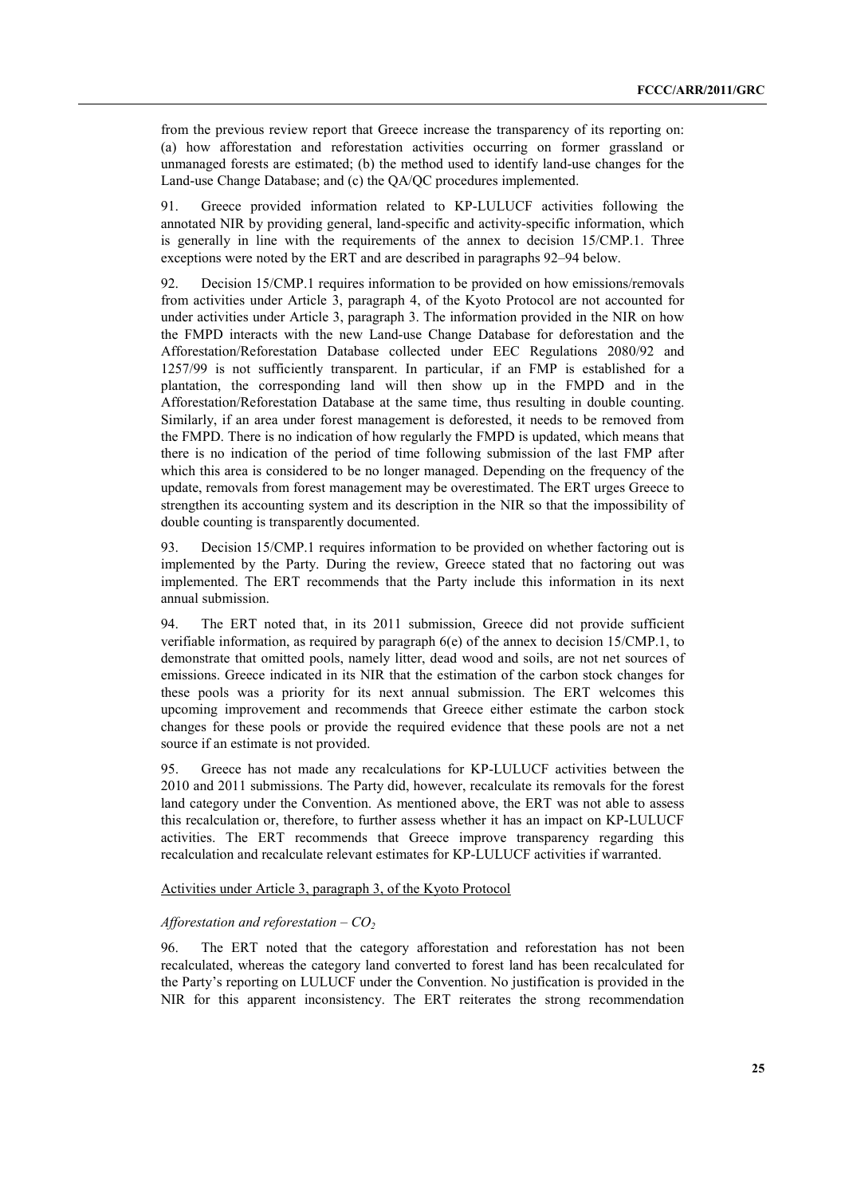from the previous review report that Greece increase the transparency of its reporting on: (a) how afforestation and reforestation activities occurring on former grassland or unmanaged forests are estimated; (b) the method used to identify land-use changes for the Land-use Change Database; and (c) the QA/QC procedures implemented.

91. Greece provided information related to KP-LULUCF activities following the annotated NIR by providing general, land-specific and activity-specific information, which is generally in line with the requirements of the annex to decision 15/CMP.1. Three exceptions were noted by the ERT and are described in paragraphs 92–94 below.

92. Decision 15/CMP.1 requires information to be provided on how emissions/removals from activities under Article 3, paragraph 4, of the Kyoto Protocol are not accounted for under activities under Article 3, paragraph 3. The information provided in the NIR on how the FMPD interacts with the new Land-use Change Database for deforestation and the Afforestation/Reforestation Database collected under EEC Regulations 2080/92 and 1257/99 is not sufficiently transparent. In particular, if an FMP is established for a plantation, the corresponding land will then show up in the FMPD and in the Afforestation/Reforestation Database at the same time, thus resulting in double counting. Similarly, if an area under forest management is deforested, it needs to be removed from the FMPD. There is no indication of how regularly the FMPD is updated, which means that there is no indication of the period of time following submission of the last FMP after which this area is considered to be no longer managed. Depending on the frequency of the update, removals from forest management may be overestimated. The ERT urges Greece to strengthen its accounting system and its description in the NIR so that the impossibility of double counting is transparently documented.

93. Decision 15/CMP.1 requires information to be provided on whether factoring out is implemented by the Party. During the review, Greece stated that no factoring out was implemented. The ERT recommends that the Party include this information in its next annual submission.

94. The ERT noted that, in its 2011 submission, Greece did not provide sufficient verifiable information, as required by paragraph 6(e) of the annex to decision 15/CMP.1, to demonstrate that omitted pools, namely litter, dead wood and soils, are not net sources of emissions. Greece indicated in its NIR that the estimation of the carbon stock changes for these pools was a priority for its next annual submission. The ERT welcomes this upcoming improvement and recommends that Greece either estimate the carbon stock changes for these pools or provide the required evidence that these pools are not a net source if an estimate is not provided.

95. Greece has not made any recalculations for KP-LULUCF activities between the 2010 and 2011 submissions. The Party did, however, recalculate its removals for the forest land category under the Convention. As mentioned above, the ERT was not able to assess this recalculation or, therefore, to further assess whether it has an impact on KP-LULUCF activities. The ERT recommends that Greece improve transparency regarding this recalculation and recalculate relevant estimates for KP-LULUCF activities if warranted.

Activities under Article 3, paragraph 3, of the Kyoto Protocol

*Afforestation and reforestation – $CO_2$*

96. The ERT noted that the category afforestation and reforestation has not been recalculated, whereas the category land converted to forest land has been recalculated for the Party's reporting on LULUCF under the Convention. No justification is provided in the NIR for this apparent inconsistency. The ERT reiterates the strong recommendation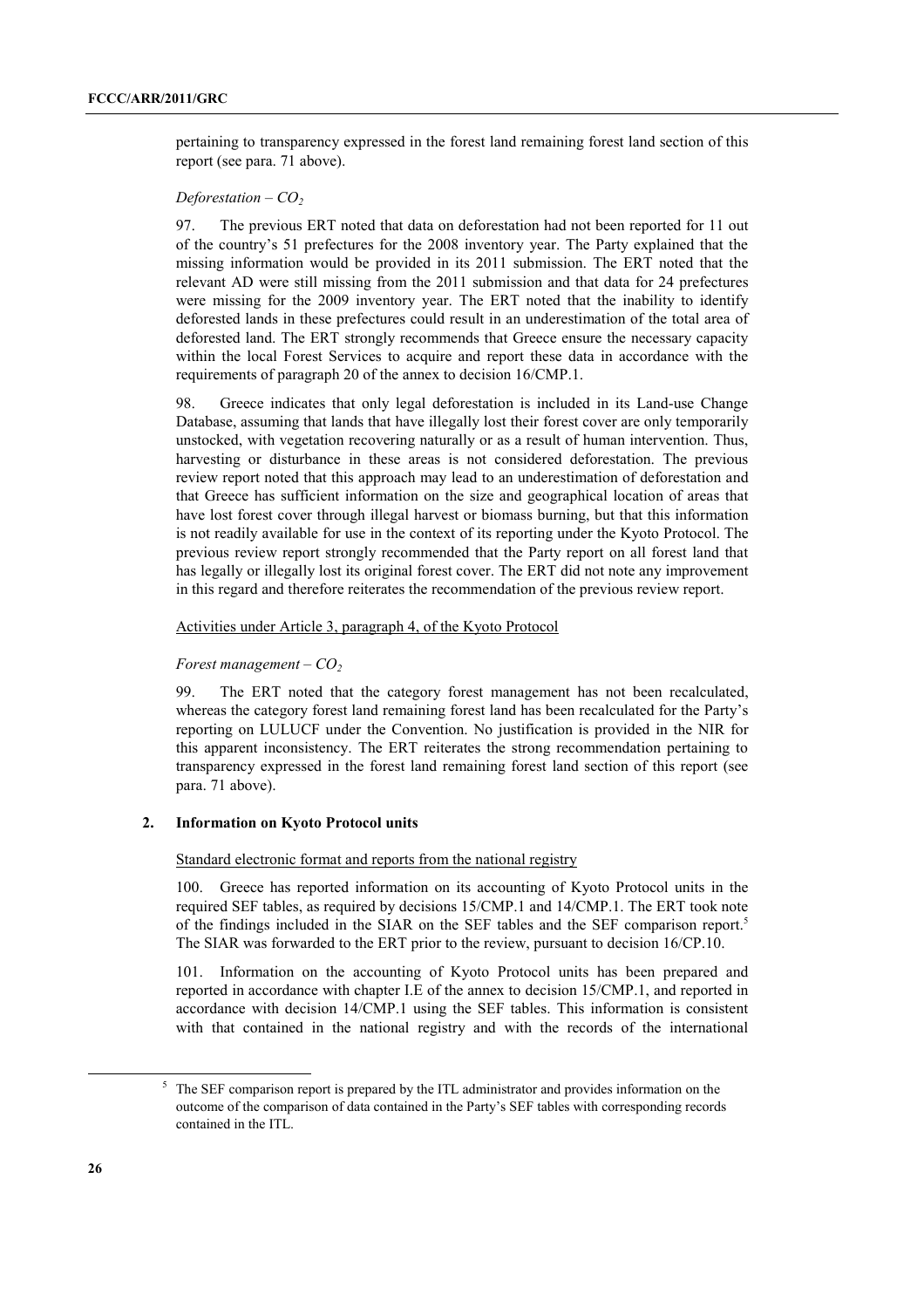pertaining to transparency expressed in the forest land remaining forest land section of this report (see para. 71 above).

*Deforestation – $CO_2$*

97. The previous ERT noted that data on deforestation had not been reported for 11 out of the country's 51 prefectures for the 2008 inventory year. The Party explained that the missing information would be provided in its 2011 submission. The ERT noted that the relevant AD were still missing from the 2011 submission and that data for 24 prefectures were missing for the 2009 inventory year. The ERT noted that the inability to identify deforested lands in these prefectures could result in an underestimation of the total area of deforested land. The ERT strongly recommends that Greece ensure the necessary capacity within the local Forest Services to acquire and report these data in accordance with the requirements of paragraph 20 of the annex to decision 16/CMP.1.

98. Greece indicates that only legal deforestation is included in its Land-use Change Database, assuming that lands that have illegally lost their forest cover are only temporarily unstocked, with vegetation recovering naturally or as a result of human intervention. Thus, harvesting or disturbance in these areas is not considered deforestation. The previous review report noted that this approach may lead to an underestimation of deforestation and that Greece has sufficient information on the size and geographical location of areas that have lost forest cover through illegal harvest or biomass burning, but that this information is not readily available for use in the context of its reporting under the Kyoto Protocol. The previous review report strongly recommended that the Party report on all forest land that has legally or illegally lost its original forest cover. The ERT did not note any improvement in this regard and therefore reiterates the recommendation of the previous review report.

Activities under Article 3, paragraph 4, of the Kyoto Protocol

*Forest management – $CO_2$*

99. The ERT noted that the category forest management has not been recalculated, whereas the category forest land remaining forest land has been recalculated for the Party's reporting on LULUCF under the Convention. No justification is provided in the NIR for this apparent inconsistency. The ERT reiterates the strong recommendation pertaining to transparency expressed in the forest land remaining forest land section of this report (see para. 71 above).

### 2. Information on Kyoto Protocol units

Standard electronic format and reports from the national registry

100. Greece has reported information on its accounting of Kyoto Protocol units in the required SEF tables, as required by decisions 15/CMP.1 and 14/CMP.1. The ERT took note of the findings included in the SIAR on the SEF tables and the SEF comparison report.[5] The SIAR was forwarded to the ERT prior to the review, pursuant to decision 16/CP.10.

101. Information on the accounting of Kyoto Protocol units has been prepared and reported in accordance with chapter I.E of the annex to decision 15/CMP.1, and reported in accordance with decision 14/CMP.1 using the SEF tables. This information is consistent with that contained in the national registry and with the records of the international

[5] The SEF comparison report is prepared by the ITL administrator and provides information on the outcome of the comparison of data contained in the Party's SEF tables with corresponding records contained in the ITL.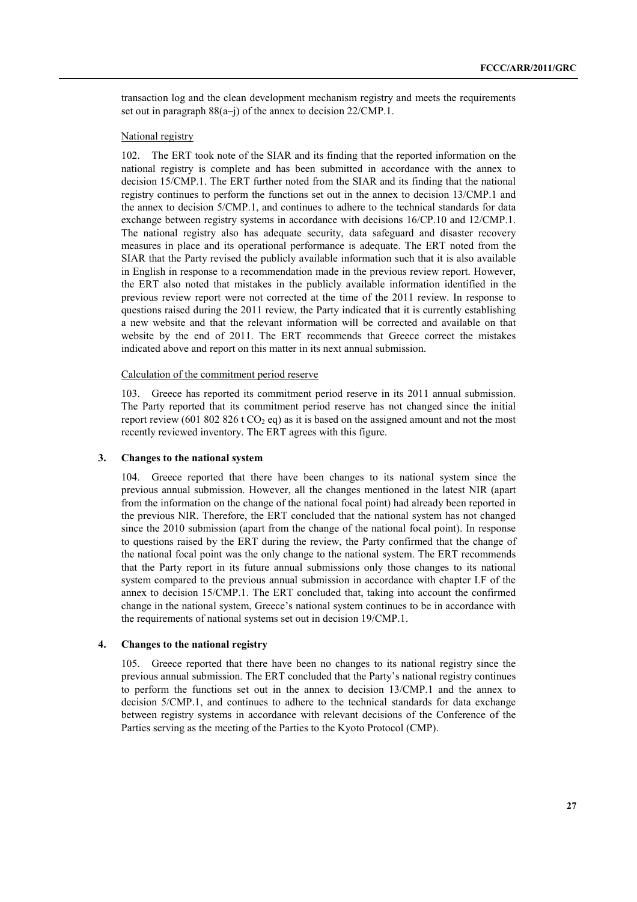transaction log and the clean development mechanism registry and meets the requirements set out in paragraph 88(a–j) of the annex to decision 22/CMP.1.

National registry

102. The ERT took note of the SIAR and its finding that the reported information on the national registry is complete and has been submitted in accordance with the annex to decision 15/CMP.1. The ERT further noted from the SIAR and its finding that the national registry continues to perform the functions set out in the annex to decision 13/CMP.1 and the annex to decision 5/CMP.1, and continues to adhere to the technical standards for data exchange between registry systems in accordance with decisions 16/CP.10 and 12/CMP.1. The national registry also has adequate security, data safeguard and disaster recovery measures in place and its operational performance is adequate. The ERT noted from the SIAR that the Party revised the publicly available information such that it is also available in English in response to a recommendation made in the previous review report. However, the ERT also noted that mistakes in the publicly available information identified in the previous review report were not corrected at the time of the 2011 review. In response to questions raised during the 2011 review, the Party indicated that it is currently establishing a new website and that the relevant information will be corrected and available on that website by the end of 2011. The ERT recommends that Greece correct the mistakes indicated above and report on this matter in its next annual submission.

Calculation of the commitment period reserve

103. Greece has reported its commitment period reserve in its 2011 annual submission. The Party reported that its commitment period reserve has not changed since the initial report review (601 802 826 t $CO_2$ eq) as it is based on the assigned amount and not the most recently reviewed inventory. The ERT agrees with this figure.

### 3. Changes to the national system

104. Greece reported that there have been changes to its national system since the previous annual submission. However, all the changes mentioned in the latest NIR (apart from the information on the change of the national focal point) had already been reported in the previous NIR. Therefore, the ERT concluded that the national system has not changed since the 2010 submission (apart from the change of the national focal point). In response to questions raised by the ERT during the review, the Party confirmed that the change of the national focal point was the only change to the national system. The ERT recommends that the Party report in its future annual submissions only those changes to its national system compared to the previous annual submission in accordance with chapter I.F of the annex to decision 15/CMP.1. The ERT concluded that, taking into account the confirmed change in the national system, Greece's national system continues to be in accordance with the requirements of national systems set out in decision 19/CMP.1.

### 4. Changes to the national registry

105. Greece reported that there have been no changes to its national registry since the previous annual submission. The ERT concluded that the Party's national registry continues to perform the functions set out in the annex to decision 13/CMP.1 and the annex to decision 5/CMP.1, and continues to adhere to the technical standards for data exchange between registry systems in accordance with relevant decisions of the Conference of the Parties serving as the meeting of the Parties to the Kyoto Protocol (CMP).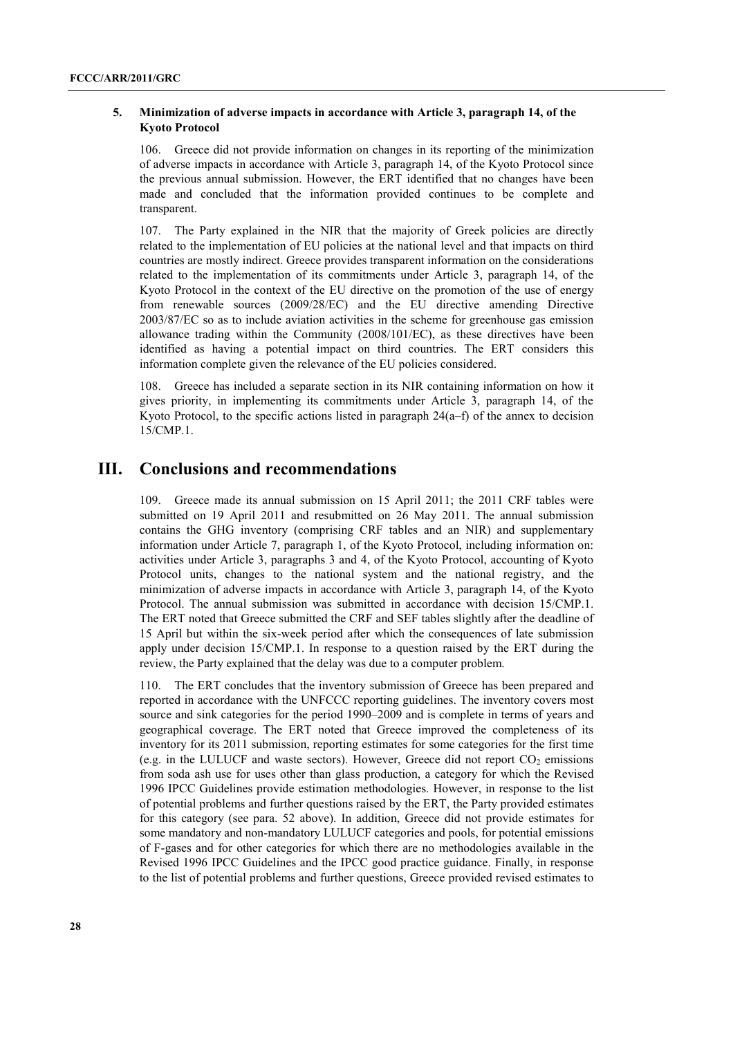### 5. Minimization of adverse impacts in accordance with Article 3, paragraph 14, of the Kyoto Protocol

106. Greece did not provide information on changes in its reporting of the minimization of adverse impacts in accordance with Article 3, paragraph 14, of the Kyoto Protocol since the previous annual submission. However, the ERT identified that no changes have been made and concluded that the information provided continues to be complete and transparent.

107. The Party explained in the NIR that the majority of Greek policies are directly related to the implementation of EU policies at the national level and that impacts on third countries are mostly indirect. Greece provides transparent information on the considerations related to the implementation of its commitments under Article 3, paragraph 14, of the Kyoto Protocol in the context of the EU directive on the promotion of the use of energy from renewable sources (2009/28/EC) and the EU directive amending Directive 2003/87/EC so as to include aviation activities in the scheme for greenhouse gas emission allowance trading within the Community (2008/101/EC), as these directives have been identified as having a potential impact on third countries. The ERT considers this information complete given the relevance of the EU policies considered.

108. Greece has included a separate section in its NIR containing information on how it gives priority, in implementing its commitments under Article 3, paragraph 14, of the Kyoto Protocol, to the specific actions listed in paragraph 24(a–f) of the annex to decision 15/CMP.1.

## III. Conclusions and recommendations

109. Greece made its annual submission on 15 April 2011; the 2011 CRF tables were submitted on 19 April 2011 and resubmitted on 26 May 2011. The annual submission contains the GHG inventory (comprising CRF tables and an NIR) and supplementary information under Article 7, paragraph 1, of the Kyoto Protocol, including information on: activities under Article 3, paragraphs 3 and 4, of the Kyoto Protocol, accounting of Kyoto Protocol units, changes to the national system and the national registry, and the minimization of adverse impacts in accordance with Article 3, paragraph 14, of the Kyoto Protocol. The annual submission was submitted in accordance with decision 15/CMP.1. The ERT noted that Greece submitted the CRF and SEF tables slightly after the deadline of 15 April but within the six-week period after which the consequences of late submission apply under decision 15/CMP.1. In response to a question raised by the ERT during the review, the Party explained that the delay was due to a computer problem.

110. The ERT concludes that the inventory submission of Greece has been prepared and reported in accordance with the UNFCCC reporting guidelines. The inventory covers most source and sink categories for the period 1990–2009 and is complete in terms of years and geographical coverage. The ERT noted that Greece improved the completeness of its inventory for its 2011 submission, reporting estimates for some categories for the first time (e.g. in the LULUCF and waste sectors). However, Greece did not report $CO_2$ emissions from soda ash use for uses other than glass production, a category for which the Revised 1996 IPCC Guidelines provide estimation methodologies. However, in response to the list of potential problems and further questions raised by the ERT, the Party provided estimates for this category (see para. 52 above). In addition, Greece did not provide estimates for some mandatory and non-mandatory LULUCF categories and pools, for potential emissions of F-gases and for other categories for which there are no methodologies available in the Revised 1996 IPCC Guidelines and the IPCC good practice guidance. Finally, in response to the list of potential problems and further questions, Greece provided revised estimates to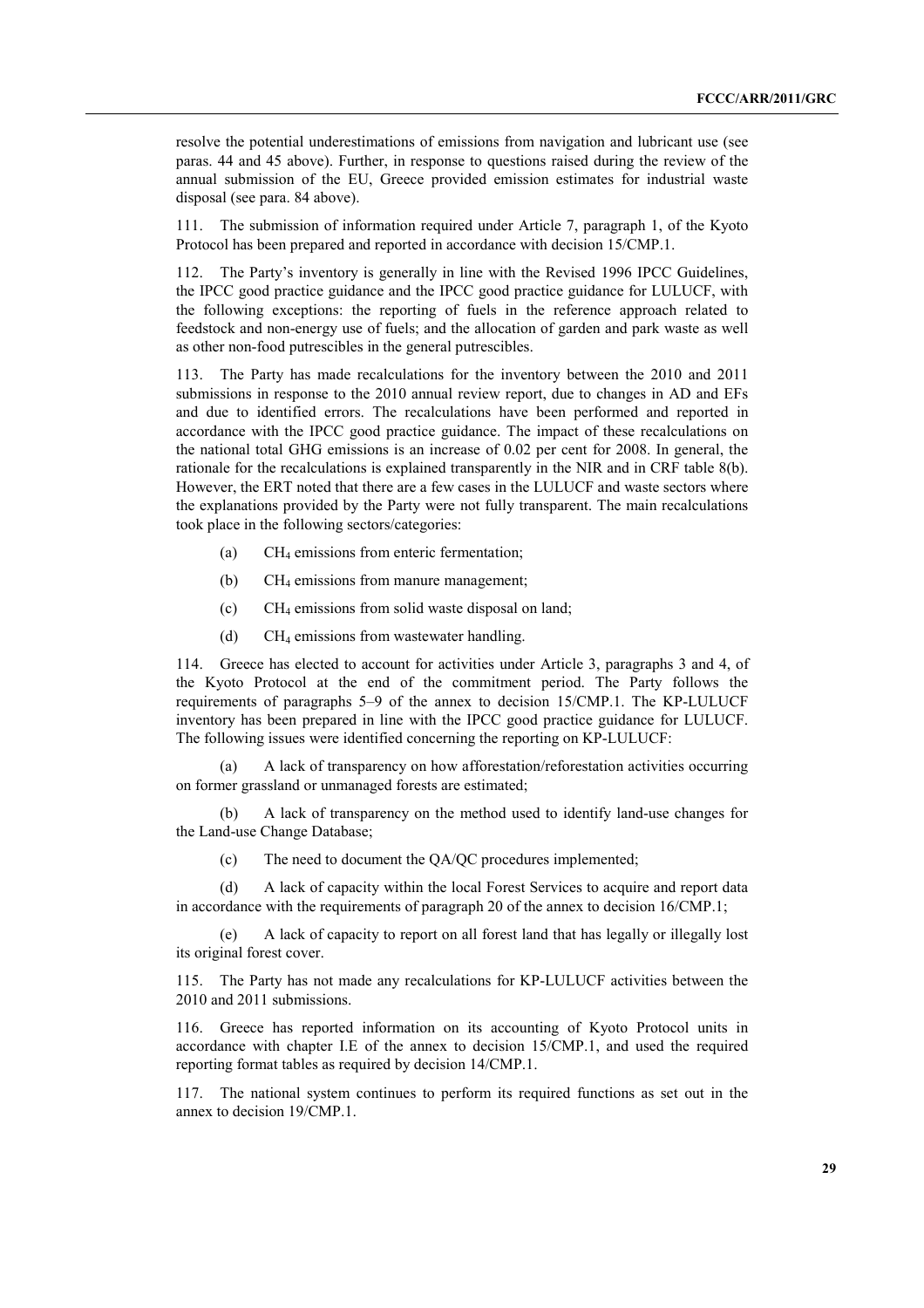resolve the potential underestimations of emissions from navigation and lubricant use (see paras. 44 and 45 above). Further, in response to questions raised during the review of the annual submission of the EU, Greece provided emission estimates for industrial waste disposal (see para. 84 above).

111. The submission of information required under Article 7, paragraph 1, of the Kyoto Protocol has been prepared and reported in accordance with decision 15/CMP.1.

112. The Party's inventory is generally in line with the Revised 1996 IPCC Guidelines, the IPCC good practice guidance and the IPCC good practice guidance for LULUCF, with the following exceptions: the reporting of fuels in the reference approach related to feedstock and non-energy use of fuels; and the allocation of garden and park waste as well as other non-food putrescibles in the general putrescibles.

113. The Party has made recalculations for the inventory between the 2010 and 2011 submissions in response to the 2010 annual review report, due to changes in AD and EFs and due to identified errors. The recalculations have been performed and reported in accordance with the IPCC good practice guidance. The impact of these recalculations on the national total GHG emissions is an increase of 0.02 per cent for 2008. In general, the rationale for the recalculations is explained transparently in the NIR and in CRF table 8(b). However, the ERT noted that there are a few cases in the LULUCF and waste sectors where the explanations provided by the Party were not fully transparent. The main recalculations took place in the following sectors/categories:

(a) $CH_4$ emissions from enteric fermentation;

(b) $CH_4$ emissions from manure management;

(c) $CH_4$ emissions from solid waste disposal on land;

(d) $CH_4$ emissions from wastewater handling.

114. Greece has elected to account for activities under Article 3, paragraphs 3 and 4, of the Kyoto Protocol at the end of the commitment period. The Party follows the requirements of paragraphs 5–9 of the annex to decision 15/CMP.1. The KP-LULUCF inventory has been prepared in line with the IPCC good practice guidance for LULUCF. The following issues were identified concerning the reporting on KP-LULUCF:

(a) A lack of transparency on how afforestation/reforestation activities occurring on former grassland or unmanaged forests are estimated;

(b) A lack of transparency on the method used to identify land-use changes for the Land-use Change Database;

(c) The need to document the QA/QC procedures implemented;

(d) A lack of capacity within the local Forest Services to acquire and report data in accordance with the requirements of paragraph 20 of the annex to decision 16/CMP.1;

(e) A lack of capacity to report on all forest land that has legally or illegally lost its original forest cover.

115. The Party has not made any recalculations for KP-LULUCF activities between the 2010 and 2011 submissions.

116. Greece has reported information on its accounting of Kyoto Protocol units in accordance with chapter I.E of the annex to decision 15/CMP.1, and used the required reporting format tables as required by decision 14/CMP.1.

117. The national system continues to perform its required functions as set out in the annex to decision 19/CMP.1.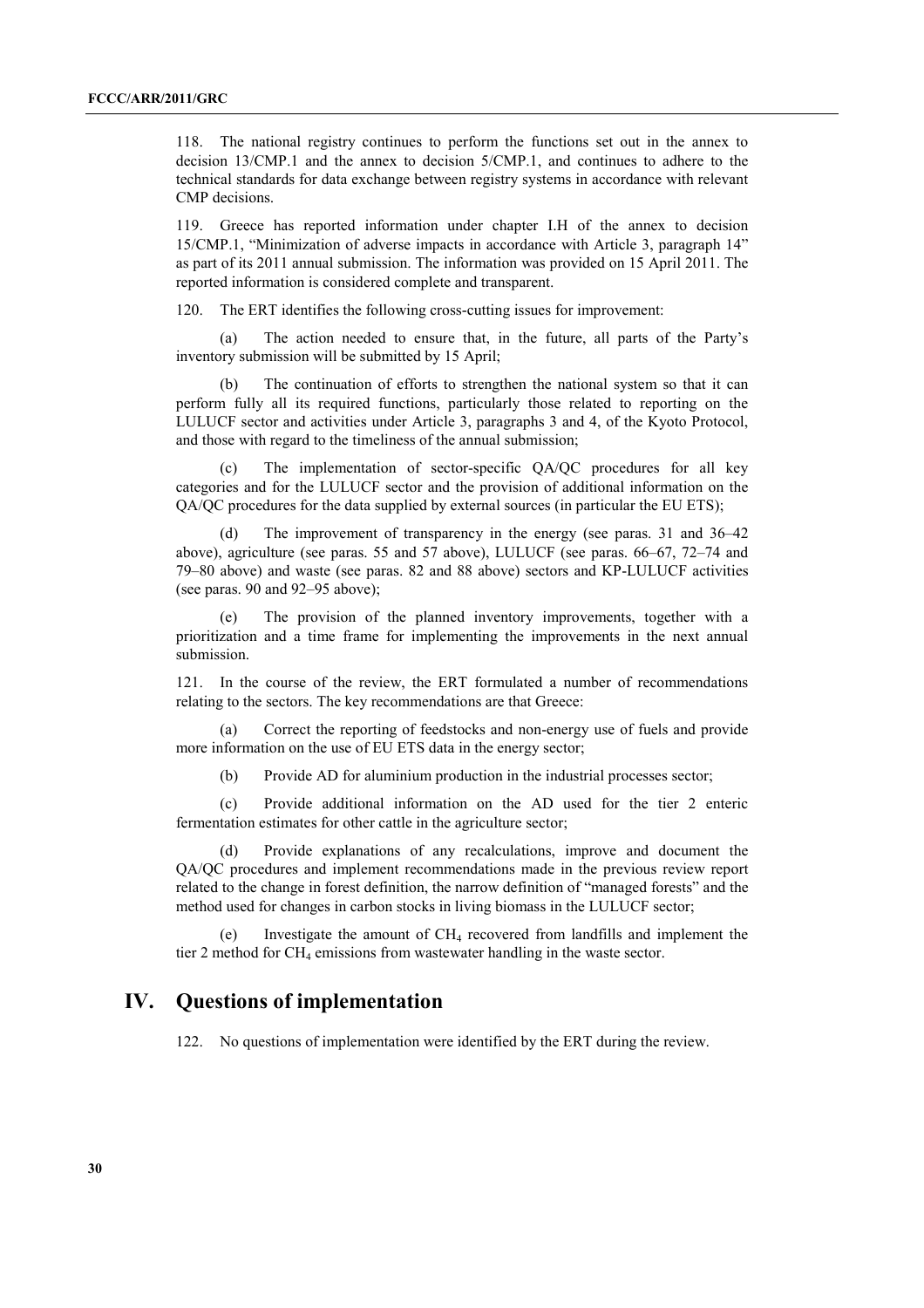118. The national registry continues to perform the functions set out in the annex to decision 13/CMP.1 and the annex to decision 5/CMP.1, and continues to adhere to the technical standards for data exchange between registry systems in accordance with relevant CMP decisions.

119. Greece has reported information under chapter I.H of the annex to decision 15/CMP.1, "Minimization of adverse impacts in accordance with Article 3, paragraph 14" as part of its 2011 annual submission. The information was provided on 15 April 2011. The reported information is considered complete and transparent.

120. The ERT identifies the following cross-cutting issues for improvement:

(a) The action needed to ensure that, in the future, all parts of the Party's inventory submission will be submitted by 15 April;

(b) The continuation of efforts to strengthen the national system so that it can perform fully all its required functions, particularly those related to reporting on the LULUCF sector and activities under Article 3, paragraphs 3 and 4, of the Kyoto Protocol, and those with regard to the timeliness of the annual submission;

(c) The implementation of sector-specific QA/QC procedures for all key categories and for the LULUCF sector and the provision of additional information on the QA/QC procedures for the data supplied by external sources (in particular the EU ETS);

(d) The improvement of transparency in the energy (see paras. 31 and 36–42 above), agriculture (see paras. 55 and 57 above), LULUCF (see paras. 66–67, 72–74 and 79–80 above) and waste (see paras. 82 and 88 above) sectors and KP-LULUCF activities (see paras. 90 and 92–95 above);

(e) The provision of the planned inventory improvements, together with a prioritization and a time frame for implementing the improvements in the next annual submission.

121. In the course of the review, the ERT formulated a number of recommendations relating to the sectors. The key recommendations are that Greece:

(a) Correct the reporting of feedstocks and non-energy use of fuels and provide more information on the use of EU ETS data in the energy sector;

(b) Provide AD for aluminium production in the industrial processes sector;

(c) Provide additional information on the AD used for the tier 2 enteric fermentation estimates for other cattle in the agriculture sector;

(d) Provide explanations of any recalculations, improve and document the QA/QC procedures and implement recommendations made in the previous review report related to the change in forest definition, the narrow definition of "managed forests" and the method used for changes in carbon stocks in living biomass in the LULUCF sector;

(e) Investigate the amount of $CH_4$ recovered from landfills and implement the tier 2 method for $CH_4$ emissions from wastewater handling in the waste sector.

# IV. Questions of implementation

122. No questions of implementation were identified by the ERT during the review.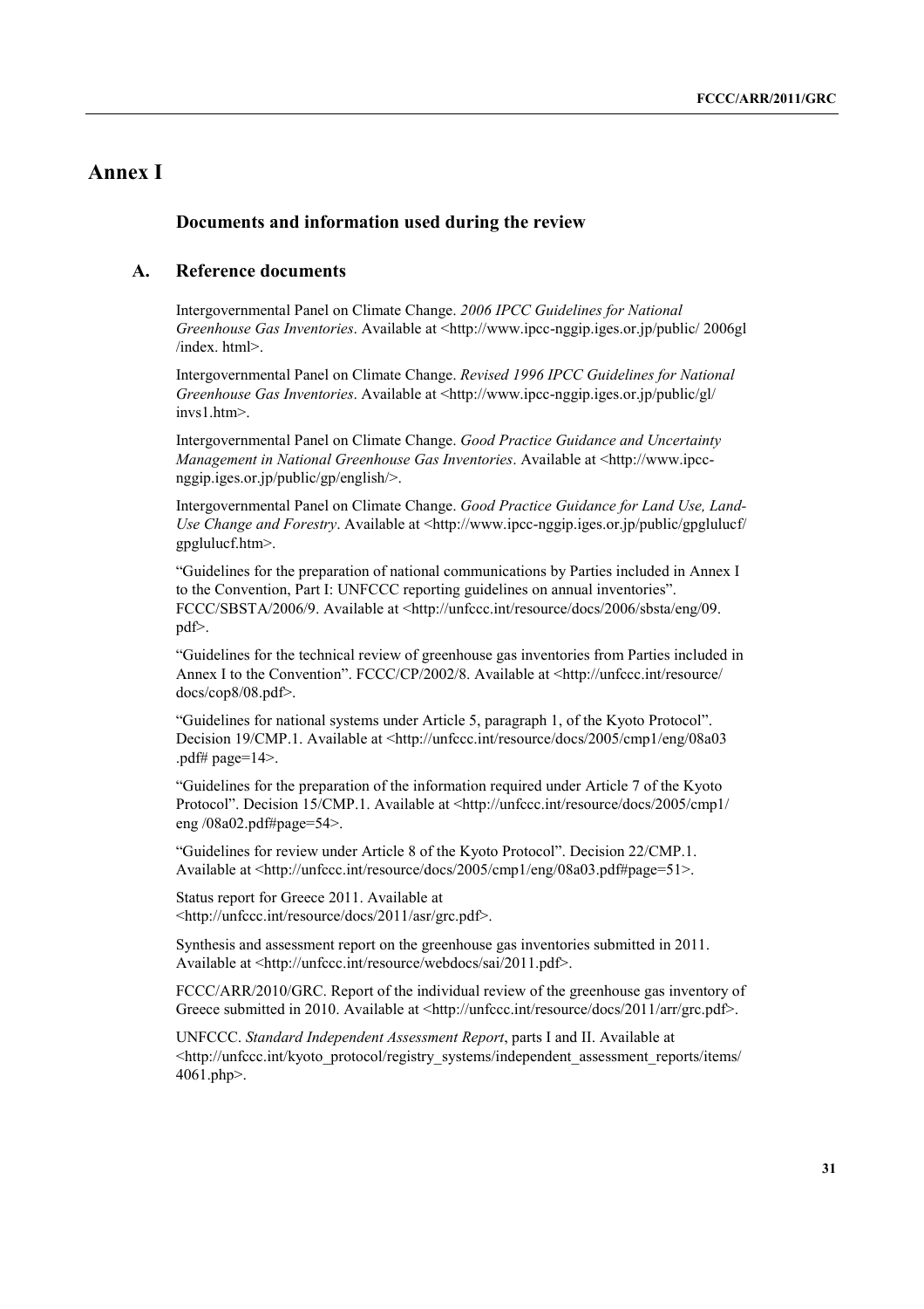# Annex I

## Documents and information used during the review

### A. Reference documents

Intergovernmental Panel on Climate Change. *2006 IPCC Guidelines for National Greenhouse Gas Inventories*. Available at <http://www.ipcc-nggip.iges.or.jp/public/ 2006gl /index. html>.

Intergovernmental Panel on Climate Change. *Revised 1996 IPCC Guidelines for National Greenhouse Gas Inventories*. Available at <http://www.ipcc-nggip.iges.or.jp/public/gl/ invs1.htm>.

Intergovernmental Panel on Climate Change. *Good Practice Guidance and Uncertainty Management in National Greenhouse Gas Inventories*. Available at <http://www.ipcc-nggip.iges.or.jp/public/gp/english/>.

Intergovernmental Panel on Climate Change. *Good Practice Guidance for Land Use, Land-Use Change and Forestry*. Available at <http://www.ipcc-nggip.iges.or.jp/public/gpglulucf/ gpglulucf.htm>.

"Guidelines for the preparation of national communications by Parties included in Annex I to the Convention, Part I: UNFCCC reporting guidelines on annual inventories". FCCC/SBSTA/2006/9. Available at <http://unfccc.int/resource/docs/2006/sbsta/eng/09. pdf>.

"Guidelines for the technical review of greenhouse gas inventories from Parties included in Annex I to the Convention". FCCC/CP/2002/8. Available at <http://unfccc.int/resource/ docs/cop8/08.pdf>.

"Guidelines for national systems under Article 5, paragraph 1, of the Kyoto Protocol". Decision 19/CMP.1. Available at <http://unfccc.int/resource/docs/2005/cmp1/eng/08a03 .pdf# page=14>.

"Guidelines for the preparation of the information required under Article 7 of the Kyoto Protocol". Decision 15/CMP.1. Available at <http://unfccc.int/resource/docs/2005/cmp1/ eng /08a02.pdf#page=54>.

"Guidelines for review under Article 8 of the Kyoto Protocol". Decision 22/CMP.1. Available at <http://unfccc.int/resource/docs/2005/cmp1/eng/08a03.pdf#page=51>.

Status report for Greece 2011. Available at <http://unfccc.int/resource/docs/2011/asr/grc.pdf>.

Synthesis and assessment report on the greenhouse gas inventories submitted in 2011. Available at <http://unfccc.int/resource/webdocs/sai/2011.pdf>.

FCCC/ARR/2010/GRC. Report of the individual review of the greenhouse gas inventory of Greece submitted in 2010. Available at <http://unfccc.int/resource/docs/2011/arr/grc.pdf>.

UNFCCC. *Standard Independent Assessment Report*, parts I and II. Available at <http://unfccc.int/kyoto_protocol/registry_systems/independent_assessment_reports/items/ 4061.php>.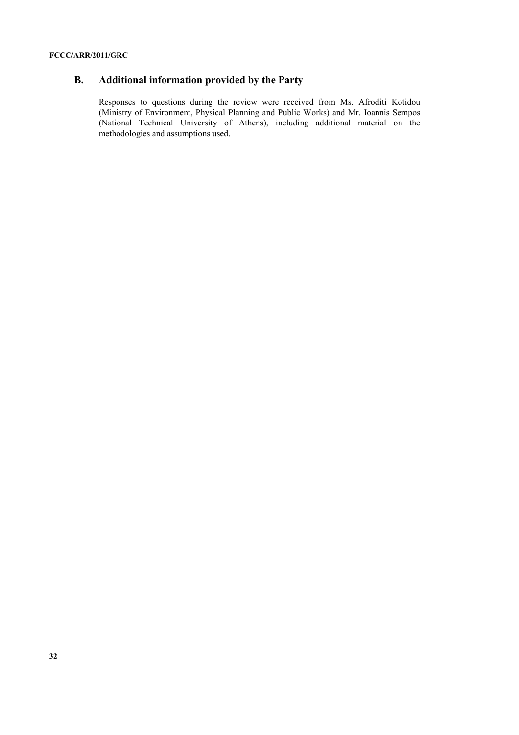## B. Additional information provided by the Party

Responses to questions during the review were received from Ms. Afroditi Kotidou (Ministry of Environment, Physical Planning and Public Works) and Mr. Ioannis Sempos (National Technical University of Athens), including additional material on the methodologies and assumptions used.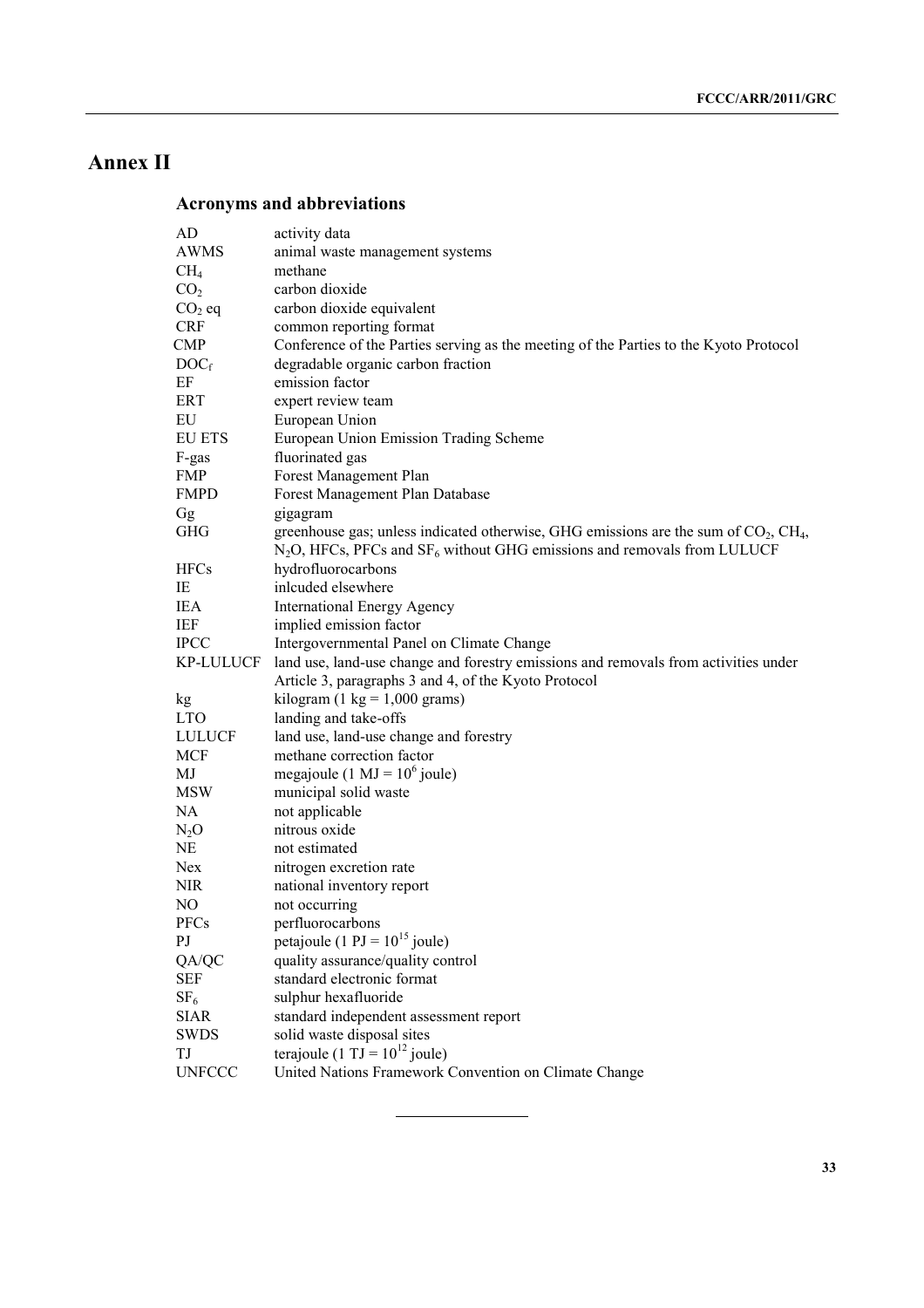# Annex II

## Acronyms and abbreviations

| | |
|---|---|
| AD | activity data |
| AWMS | animal waste management systems |
| $CH_4$ | methane |
| $CO_2$ | carbon dioxide |
| $CO_2$ eq | carbon dioxide equivalent |
| CRF | common reporting format |
| CMP | Conference of the Parties serving as the meeting of the Parties to the Kyoto Protocol |
| $DOC_f$ | degradable organic carbon fraction |
| EF | emission factor |
| ERT | expert review team |
| EU | European Union |
| EU ETS | European Union Emission Trading Scheme |
| F-gas | fluorinated gas |
| FMP | Forest Management Plan |
| FMPD | Forest Management Plan Database |
| Gg | gigagram |
| GHG | greenhouse gas; unless indicated otherwise, GHG emissions are the sum of $CO_2$, $CH_4$, $N_2O$, HFCs, PFCs and $SF_6$ without GHG emissions and removals from LULUCF |
| HFCs | hydrofluorocarbons |
| IE | inlcuded elsewhere |
| IEA | International Energy Agency |
| IEF | implied emission factor |
| IPCC | Intergovernmental Panel on Climate Change |
| KP-LULUCF | land use, land-use change and forestry emissions and removals from activities under Article 3, paragraphs 3 and 4, of the Kyoto Protocol |
| kg | kilogram (1 kg = 1,000 grams) |
| LTO | landing and take-offs |
| LULUCF | land use, land-use change and forestry |
| MCF | methane correction factor |
| MJ | megajoule (1 MJ = $10^6$ joule) |
| MSW | municipal solid waste |
| NA | not applicable |
| $N_2O$ | nitrous oxide |
| NE | not estimated |
| Nex | nitrogen excretion rate |
| NIR | national inventory report |
| NO | not occurring |
| PFCs | perfluorocarbons |
| PJ | petajoule (1 PJ = $10^{15}$ joule) |
| QA/QC | quality assurance/quality control |
| SEF | standard electronic format |
| $SF_6$ | sulphur hexafluoride |
| SIAR | standard independent assessment report |
| SWDS | solid waste disposal sites |
| TJ | terajoule (1 TJ = $10^{12}$ joule) |
| UNFCCC | United Nations Framework Convention on Climate Change |